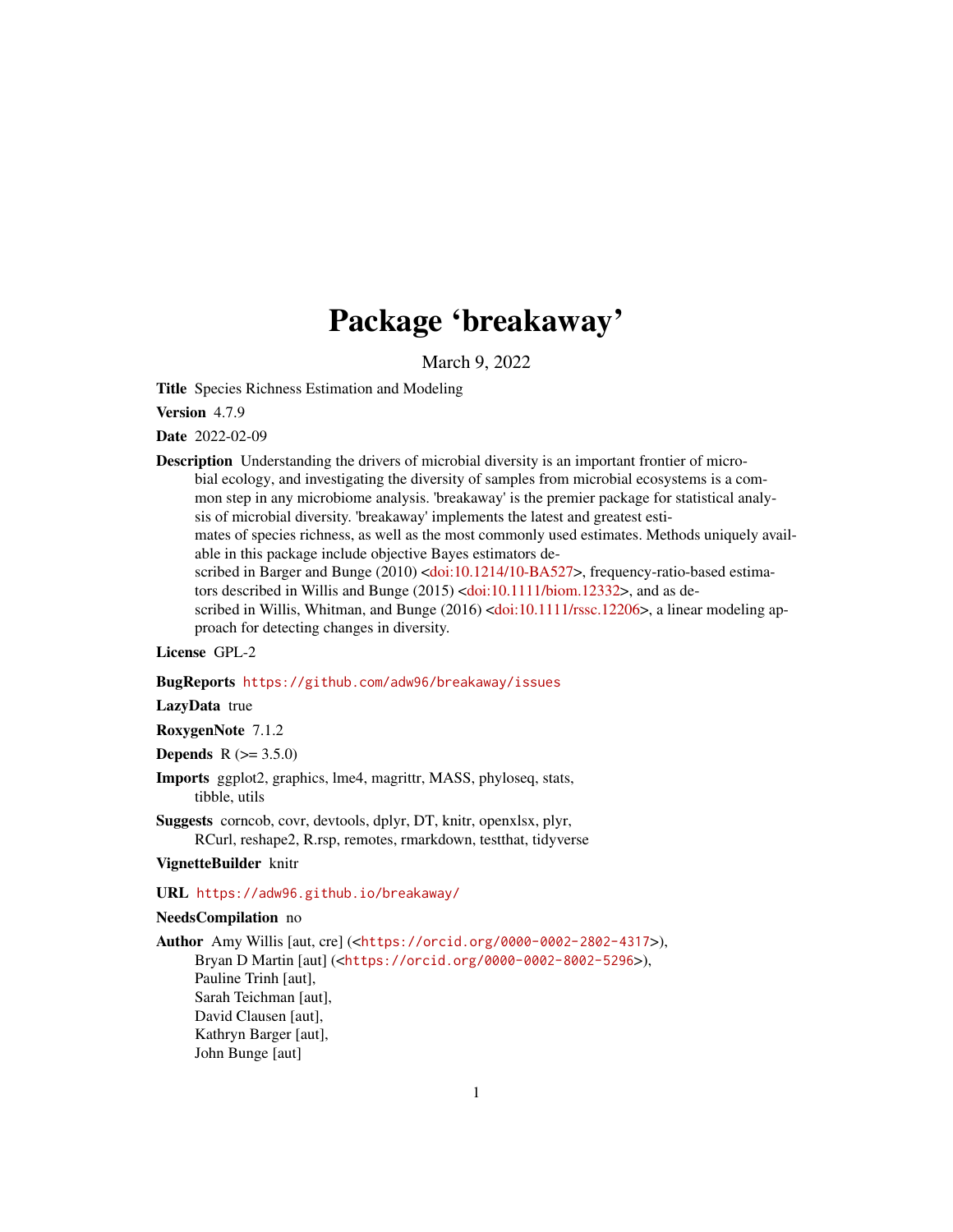# Package 'breakaway'

March 9, 2022

**Title** Species Richness Estimation and Modeling

**Version** 4.7.9

**Date** 2022-02-09

**Description** Understanding the drivers of microbial diversity is an important frontier of microbial ecology, and investigating the diversity of samples from microbial ecosystems is a common step in any microbiome analysis. 'breakaway' is the premier package for statistical analysis of microbial diversity. 'breakaway' implements the latest and greatest estimates of species richness, as well as the most commonly used estimates. Methods uniquely available in this package include objective Bayes estimators described in Barger and Bunge (2010) <doi:10.1214/10-BA527>, frequency-ratio-based estimators described in Willis and Bunge (2015) <doi:10.1111/biom.12332>, and as described in Willis, Whitman, and Bunge (2016) <doi:10.1111/rssc.12206>, a linear modeling approach for detecting changes in diversity.

**License** GPL-2

**BugReports** https://github.com/adw96/breakaway/issues

**LazyData** true

**RoxygenNote** 7.1.2

**Depends** R (>= 3.5.0)

**Imports** ggplot2, graphics, lme4, magrittr, MASS, phyloseq, stats, tibble, utils

**Suggests** corncob, covr, devtools, dplyr, DT, knitr, openxlsx, plyr, RCurl, reshape2, R.rsp, remotes, rmarkdown, testthat, tidyverse

**VignetteBuilder** knitr

**URL** https://adw96.github.io/breakaway/

**NeedsCompilation** no

**Author** Amy Willis [aut, cre] (<https://orcid.org/0000-0002-2802-4317>),
Bryan D Martin [aut] (<https://orcid.org/0000-0002-8002-5296>),
Pauline Trinh [aut],
Sarah Teichman [aut],
David Clausen [aut],
Kathryn Barger [aut],
John Bunge [aut]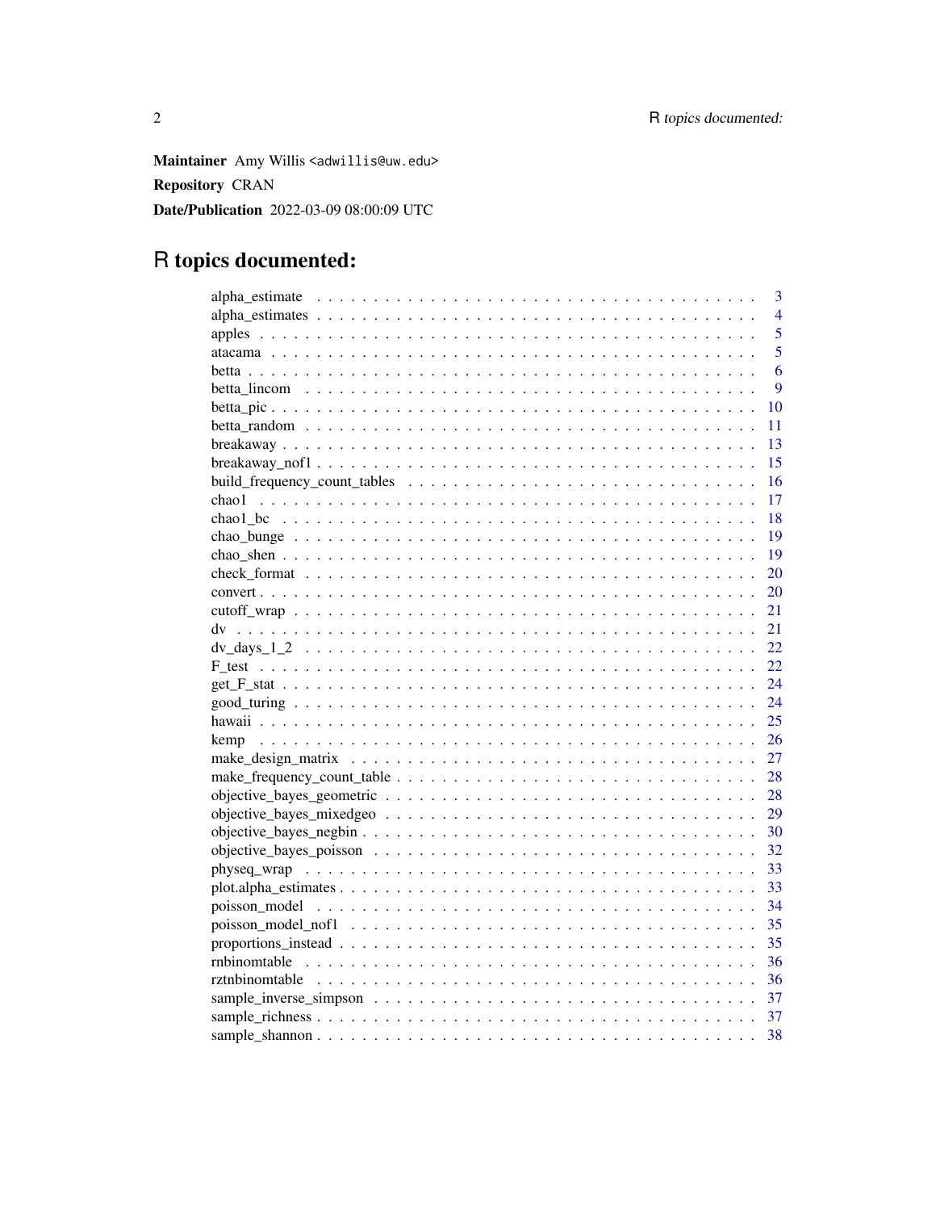**Maintainer** Amy Willis <adwillis@uw.edu>

**Repository** CRAN

**Date/Publication** 2022-03-09 08:00:09 UTC

# R topics documented:

| | |
|---|---|
| alpha_estimate | 3 |
| alpha_estimates | 4 |
| apples | 5 |
| atacama | 5 |
| betta | 6 |
| betta_lincom | 9 |
| betta_pic | 10 |
| betta_random | 11 |
| breakaway | 13 |
| breakaway_nof1 | 15 |
| build_frequency_count_tables | 16 |
| chao1 | 17 |
| chao1_bc | 18 |
| chao_bunge | 19 |
| chao_shen | 19 |
| check_format | 20 |
| convert | 20 |
| cutoff_wrap | 21 |
| dv | 21 |
| dv_days_1_2 | 22 |
| F_test | 22 |
| get_F_stat | 24 |
| good_turing | 24 |
| hawaii | 25 |
| kemp | 26 |
| make_design_matrix | 27 |
| make_frequency_count_table | 28 |
| objective_bayes_geometric | 28 |
| objective_bayes_mixedgeo | 29 |
| objective_bayes_negbin | 30 |
| objective_bayes_poisson | 32 |
| physeq_wrap | 33 |
| plot.alpha_estimates | 33 |
| poisson_model | 34 |
| poisson_model_nof1 | 35 |
| proportions_instead | 35 |
| rnbinomtable | 36 |
| rztnbinomtable | 36 |
| sample_inverse_simpson | 37 |
| sample_richness | 37 |
| sample_shannon | 38 |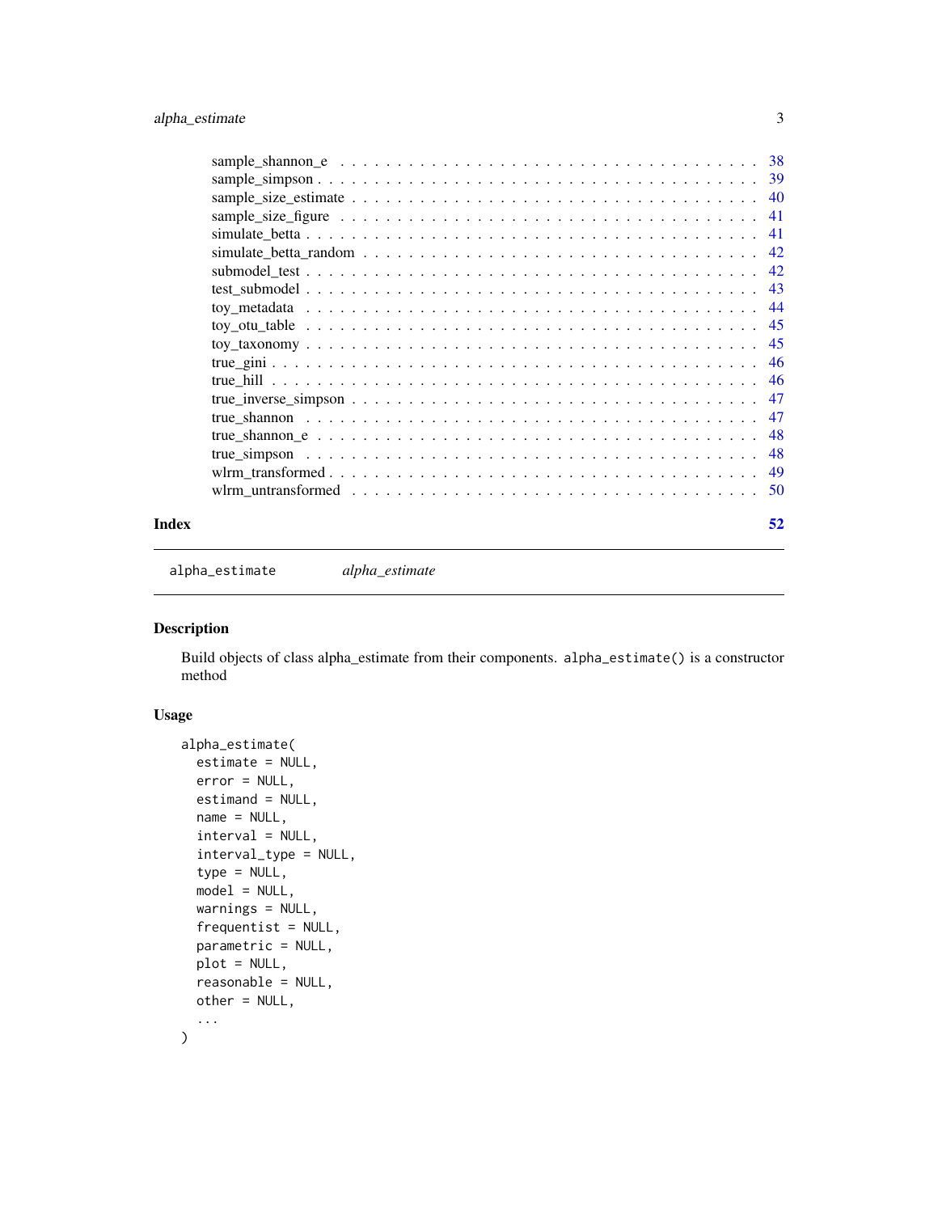sample_shannon_e . . . . . . . . . . . . . . . . . . . . . . . . . . . . . . . . . . . 38
sample_simpson . . . . . . . . . . . . . . . . . . . . . . . . . . . . . . . . . . . . 39
sample_size_estimate . . . . . . . . . . . . . . . . . . . . . . . . . . . . . . . . . 40
sample_size_figure . . . . . . . . . . . . . . . . . . . . . . . . . . . . . . . . . . 41
simulate_betta . . . . . . . . . . . . . . . . . . . . . . . . . . . . . . . . . . . . 41
simulate_betta_random . . . . . . . . . . . . . . . . . . . . . . . . . . . . . . . . 42
submodel_test . . . . . . . . . . . . . . . . . . . . . . . . . . . . . . . . . . . . . 42
test_submodel . . . . . . . . . . . . . . . . . . . . . . . . . . . . . . . . . . . . . 43
toy_metadata . . . . . . . . . . . . . . . . . . . . . . . . . . . . . . . . . . . . . 44
toy_otu_table . . . . . . . . . . . . . . . . . . . . . . . . . . . . . . . . . . . . . 45
toy_taxonomy . . . . . . . . . . . . . . . . . . . . . . . . . . . . . . . . . . . . . 45
true_gini . . . . . . . . . . . . . . . . . . . . . . . . . . . . . . . . . . . . . . . 46
true_hill . . . . . . . . . . . . . . . . . . . . . . . . . . . . . . . . . . . . . . . 46
true_inverse_simpson . . . . . . . . . . . . . . . . . . . . . . . . . . . . . . . . . 47
true_shannon . . . . . . . . . . . . . . . . . . . . . . . . . . . . . . . . . . . . . 47
true_shannon_e . . . . . . . . . . . . . . . . . . . . . . . . . . . . . . . . . . . . 48
true_simpson . . . . . . . . . . . . . . . . . . . . . . . . . . . . . . . . . . . . . 48
wlrm_transformed . . . . . . . . . . . . . . . . . . . . . . . . . . . . . . . . . . . 49
wlrm_untransformed . . . . . . . . . . . . . . . . . . . . . . . . . . . . . . . . . . 50

**Index** 52

---

`alpha_estimate` *alpha_estimate*

---

## Description

Build objects of class alpha_estimate from their components. `alpha_estimate()` is a constructor method

## Usage

```
alpha_estimate(
  estimate = NULL,
  error = NULL,
  estimand = NULL,
  name = NULL,
  interval = NULL,
  interval_type = NULL,
  type = NULL,
  model = NULL,
  warnings = NULL,
  frequentist = NULL,
  parametric = NULL,
  plot = NULL,
  reasonable = NULL,
  other = NULL,
  ...
)
```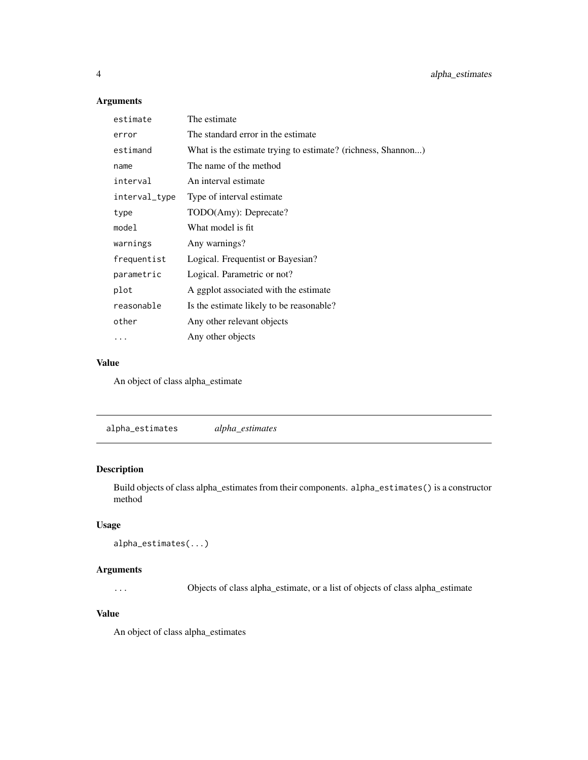### Arguments

| | |
|---|---|
| `estimate` | The estimate |
| `error` | The standard error in the estimate |
| `estimand` | What is the estimate trying to estimate? (richness, Shannon...) |
| `name` | The name of the method |
| `interval` | An interval estimate |
| `interval_type` | Type of interval estimate |
| `type` | TODO(Amy): Deprecate? |
| `model` | What model is fit |
| `warnings` | Any warnings? |
| `frequentist` | Logical. Frequentist or Bayesian? |
| `parametric` | Logical. Parametric or not? |
| `plot` | A ggplot associated with the estimate |
| `reasonable` | Is the estimate likely to be reasonable? |
| `other` | Any other relevant objects |
| `...` | Any other objects |

### Value

An object of class alpha_estimate

---

## `alpha_estimates` *alpha_estimates*

---

### Description

Build objects of class alpha_estimates from their components. `alpha_estimates()` is a constructor method

### Usage

```
alpha_estimates(...)
```

### Arguments

| | |
|---|---|
| `...` | Objects of class alpha_estimate, or a list of objects of class alpha_estimate |

### Value

An object of class alpha_estimates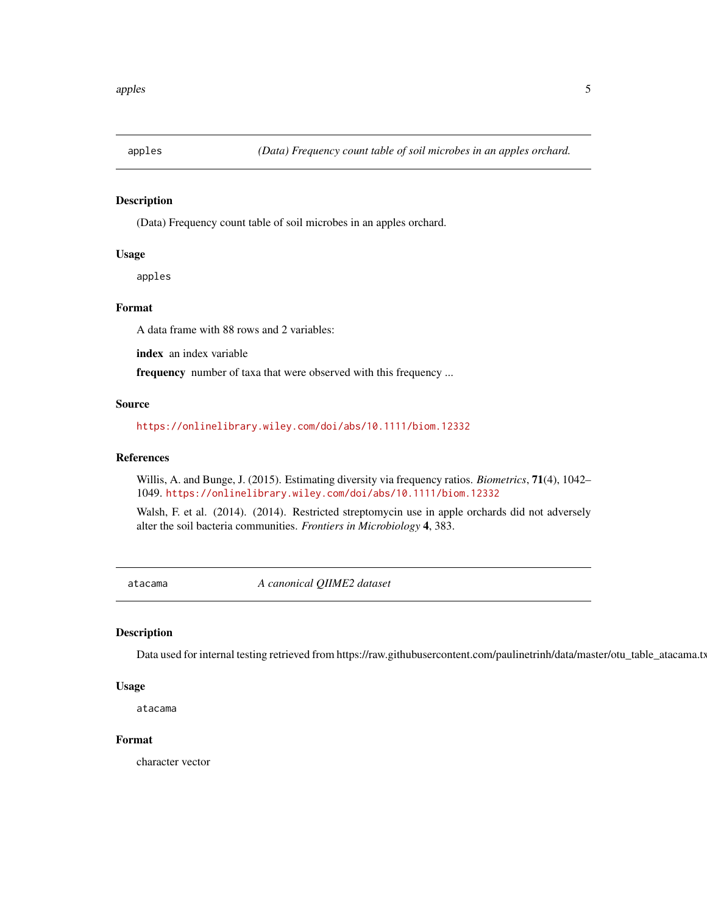## apples — *(Data) Frequency count table of soil microbes in an apples orchard.*

### Description

(Data) Frequency count table of soil microbes in an apples orchard.

### Usage

```
apples
```

### Format

A data frame with 88 rows and 2 variables:

**index** an index variable

**frequency** number of taxa that were observed with this frequency ...

### Source

https://onlinelibrary.wiley.com/doi/abs/10.1111/biom.12332

### References

Willis, A. and Bunge, J. (2015). Estimating diversity via frequency ratios. *Biometrics*, **71**(4), 1042–1049. https://onlinelibrary.wiley.com/doi/abs/10.1111/biom.12332

Walsh, F. et al. (2014). (2014). Restricted streptomycin use in apple orchards did not adversely alter the soil bacteria communities. *Frontiers in Microbiology* **4**, 383.

## atacama — *A canonical QIIME2 dataset*

### Description

Data used for internal testing retrieved from https://raw.githubusercontent.com/paulinetrinh/data/master/otu_table_atacama.tx

### Usage

```
atacama
```

### Format

character vector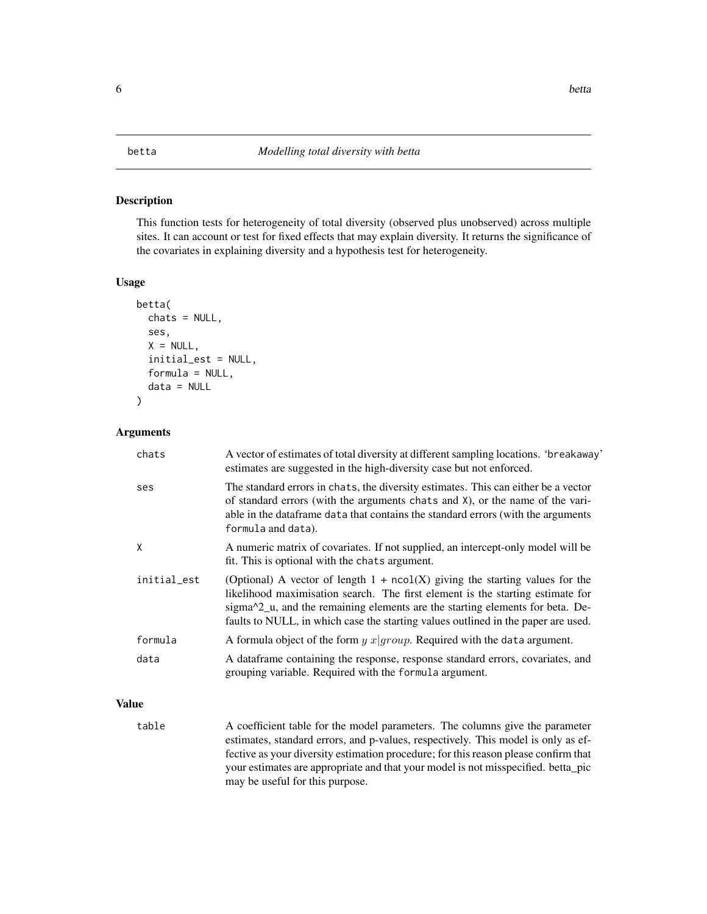# betta — *Modelling total diversity with betta*

## Description

This function tests for heterogeneity of total diversity (observed plus unobserved) across multiple sites. It can account or test for fixed effects that may explain diversity. It returns the significance of the covariates in explaining diversity and a hypothesis test for heterogeneity.

## Usage

```
betta(
  chats = NULL,
  ses,
  X = NULL,
  initial_est = NULL,
  formula = NULL,
  data = NULL
)
```

## Arguments

| | |
|---|---|
| `chats` | A vector of estimates of total diversity at different sampling locations. 'breakaway' estimates are suggested in the high-diversity case but not enforced. |
| `ses` | The standard errors in `chats`, the diversity estimates. This can either be a vector of standard errors (with the arguments `chats` and `X`), or the name of the variable in the dataframe `data` that contains the standard errors (with the arguments `formula` and `data`). |
| `X` | A numeric matrix of covariates. If not supplied, an intercept-only model will be fit. This is optional with the `chats` argument. |
| `initial_est` | (Optional) A vector of length 1 + `ncol(X)` giving the starting values for the likelihood maximisation search. The first element is the starting estimate for sigma^2_u, and the remaining elements are the starting elements for beta. Defaults to NULL, in which case the starting values outlined in the paper are used. |
| `formula` | A formula object of the form $y\ x\|group$. Required with the `data` argument. |
| `data` | A dataframe containing the response, response standard errors, covariates, and grouping variable. Required with the `formula` argument. |

## Value

| | |
|---|---|
| `table` | A coefficient table for the model parameters. The columns give the parameter estimates, standard errors, and p-values, respectively. This model is only as effective as your diversity estimation procedure; for this reason please confirm that your estimates are appropriate and that your model is not misspecified. betta_pic may be useful for this purpose. |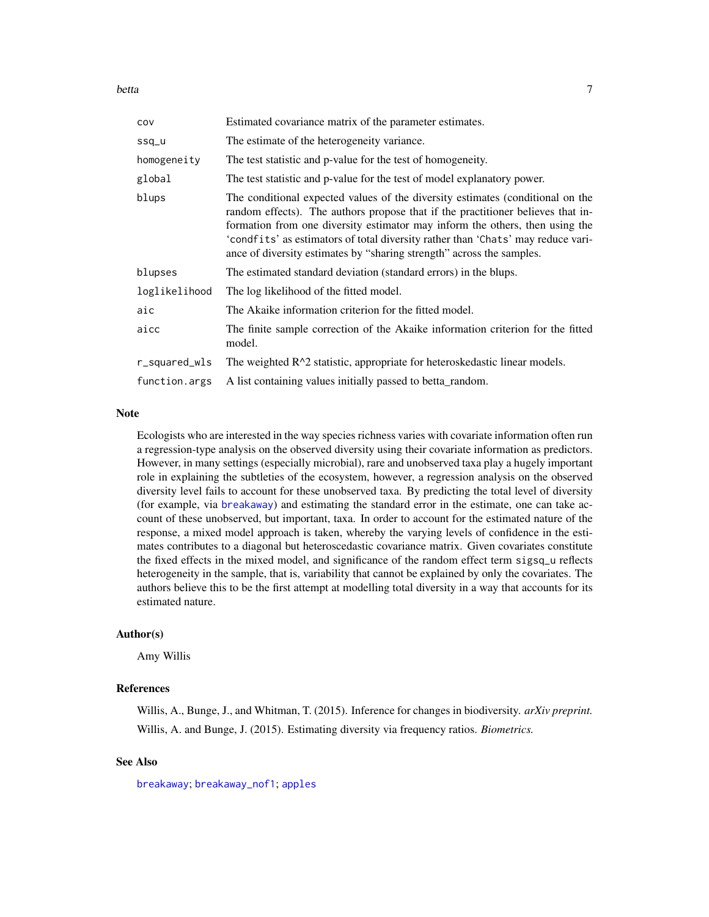| | |
|---|---|
| `cov` | Estimated covariance matrix of the parameter estimates. |
| `ssq_u` | The estimate of the heterogeneity variance. |
| `homogeneity` | The test statistic and p-value for the test of homogeneity. |
| `global` | The test statistic and p-value for the test of model explanatory power. |
| `blups` | The conditional expected values of the diversity estimates (conditional on the random effects). The authors propose that if the practitioner believes that information from one diversity estimator may inform the others, then using the 'condfits' as estimators of total diversity rather than 'Chats' may reduce variance of diversity estimates by "sharing strength" across the samples. |
| `blupses` | The estimated standard deviation (standard errors) in the blups. |
| `loglikelihood` | The log likelihood of the fitted model. |
| `aic` | The Akaike information criterion for the fitted model. |
| `aicc` | The finite sample correction of the Akaike information criterion for the fitted model. |
| `r_squared_wls` | The weighted $R^2$ statistic, appropriate for heteroskedastic linear models. |
| `function.args` | A list containing values initially passed to betta_random. |

## Note

Ecologists who are interested in the way species richness varies with covariate information often run a regression-type analysis on the observed diversity using their covariate information as predictors. However, in many settings (especially microbial), rare and unobserved taxa play a hugely important role in explaining the subtleties of the ecosystem, however, a regression analysis on the observed diversity level fails to account for these unobserved taxa. By predicting the total level of diversity (for example, via breakaway) and estimating the standard error in the estimate, one can take account of these unobserved, but important, taxa. In order to account for the estimated nature of the response, a mixed model approach is taken, whereby the varying levels of confidence in the estimates contributes to a diagonal but heteroscedastic covariance matrix. Given covariates constitute the fixed effects in the mixed model, and significance of the random effect term `sigsq_u` reflects heterogeneity in the sample, that is, variability that cannot be explained by only the covariates. The authors believe this to be the first attempt at modelling total diversity in a way that accounts for its estimated nature.

## Author(s)

Amy Willis

## References

Willis, A., Bunge, J., and Whitman, T. (2015). Inference for changes in biodiversity. *arXiv preprint.*

Willis, A. and Bunge, J. (2015). Estimating diversity via frequency ratios. *Biometrics.*

## See Also

breakaway; breakaway_nof1; apples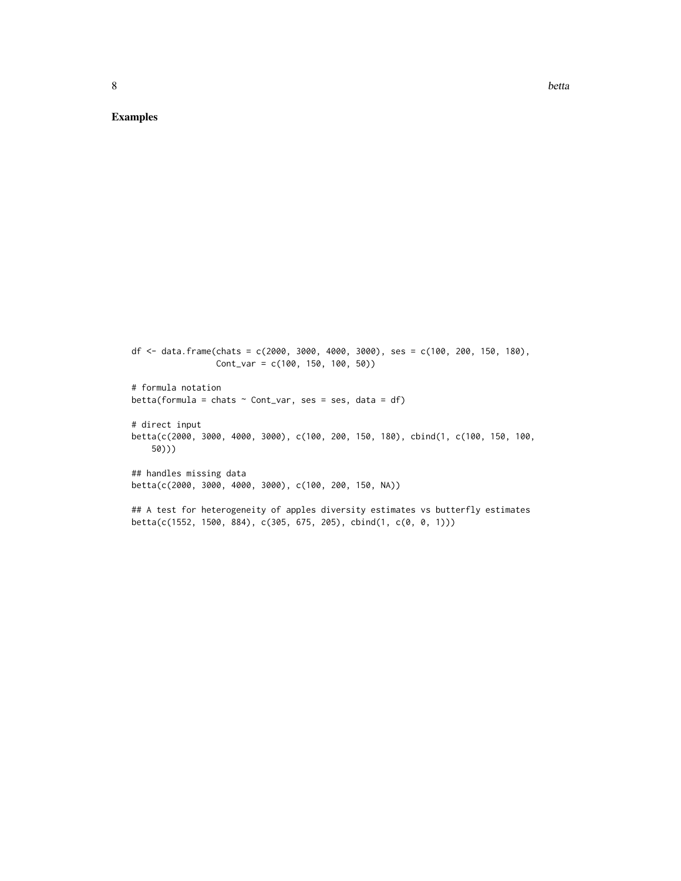## Examples

```
df <- data.frame(chats = c(2000, 3000, 4000, 3000), ses = c(100, 200, 150, 180),
                 Cont_var = c(100, 150, 100, 50))

# formula notation
betta(formula = chats ~ Cont_var, ses = ses, data = df)

# direct input
betta(c(2000, 3000, 4000, 3000), c(100, 200, 150, 180), cbind(1, c(100, 150, 100,
    50)))

## handles missing data
betta(c(2000, 3000, 4000, 3000), c(100, 200, 150, NA))

## A test for heterogeneity of apples diversity estimates vs butterfly estimates
betta(c(1552, 1500, 884), c(305, 675, 205), cbind(1, c(0, 0, 1)))
```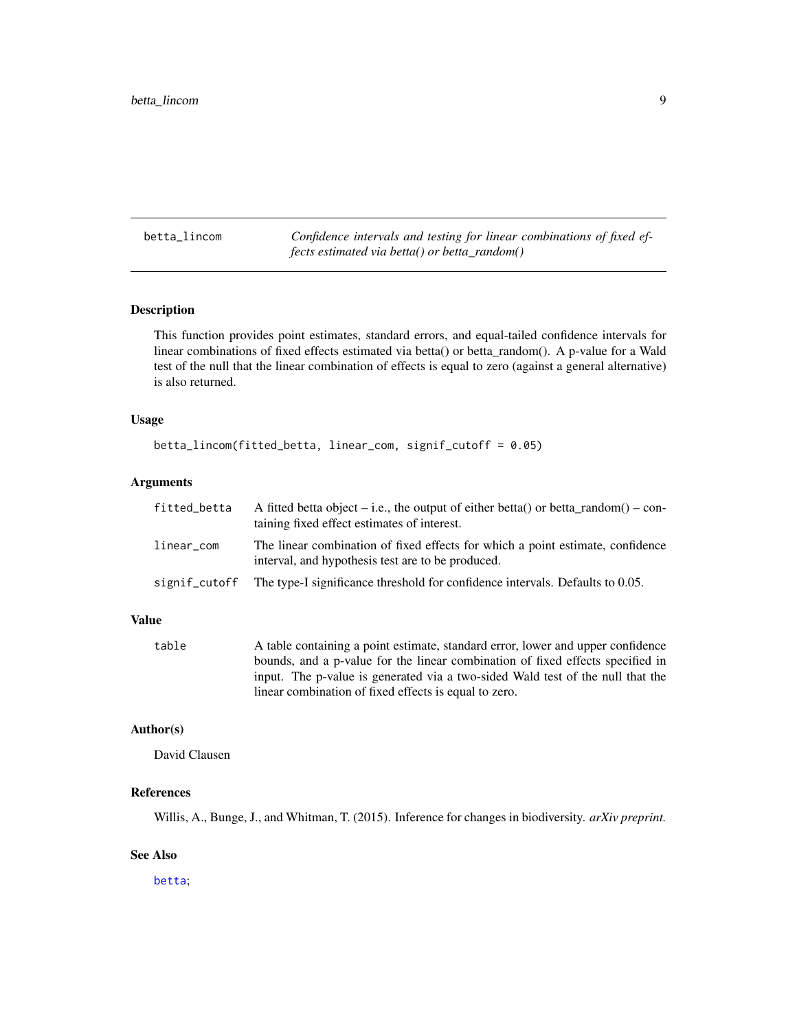## betta_lincom — *Confidence intervals and testing for linear combinations of fixed effects estimated via betta() or betta_random()*

### Description

This function provides point estimates, standard errors, and equal-tailed confidence intervals for linear combinations of fixed effects estimated via betta() or betta_random(). A p-value for a Wald test of the null that the linear combination of effects is equal to zero (against a general alternative) is also returned.

### Usage

```
betta_lincom(fitted_betta, linear_com, signif_cutoff = 0.05)
```

### Arguments

| | |
|---|---|
| `fitted_betta` | A fitted betta object – i.e., the output of either betta() or betta_random() – containing fixed effect estimates of interest. |
| `linear_com` | The linear combination of fixed effects for which a point estimate, confidence interval, and hypothesis test are to be produced. |
| `signif_cutoff` | The type-I significance threshold for confidence intervals. Defaults to 0.05. |

### Value

| | |
|---|---|
| `table` | A table containing a point estimate, standard error, lower and upper confidence bounds, and a p-value for the linear combination of fixed effects specified in input. The p-value is generated via a two-sided Wald test of the null that the linear combination of fixed effects is equal to zero. |

### Author(s)

David Clausen

### References

Willis, A., Bunge, J., and Whitman, T. (2015). Inference for changes in biodiversity. *arXiv preprint.*

### See Also

betta;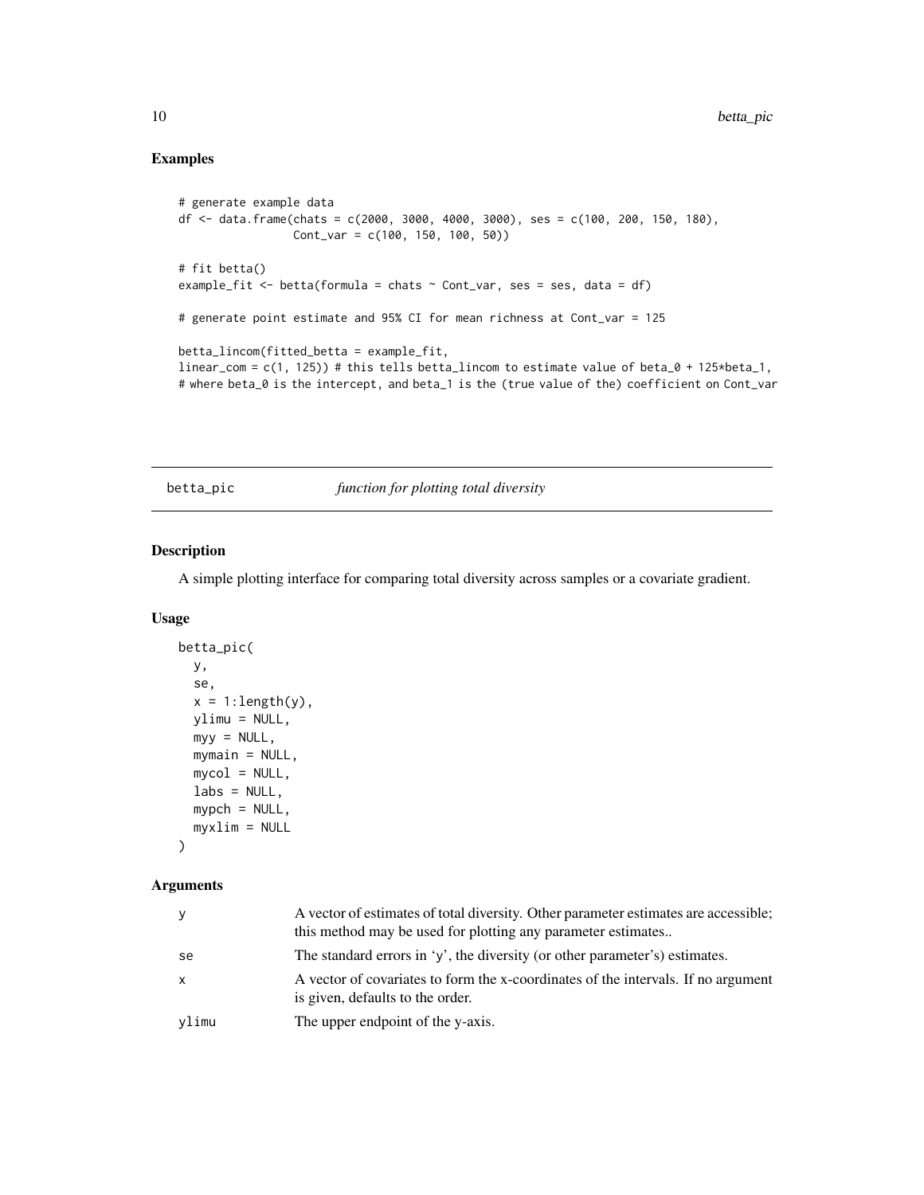## Examples

```
# generate example data
df <- data.frame(chats = c(2000, 3000, 4000, 3000), ses = c(100, 200, 150, 180),
                 Cont_var = c(100, 150, 100, 50))

# fit betta()
example_fit <- betta(formula = chats ~ Cont_var, ses = ses, data = df)

# generate point estimate and 95% CI for mean richness at Cont_var = 125

betta_lincom(fitted_betta = example_fit,
linear_com = c(1, 125)) # this tells betta_lincom to estimate value of beta_0 + 125*beta_1,
# where beta_0 is the intercept, and beta_1 is the (true value of the) coefficient on Cont_var
```

---

## betta_pic *function for plotting total diversity*

### Description

A simple plotting interface for comparing total diversity across samples or a covariate gradient.

### Usage

```
betta_pic(
  y,
  se,
  x = 1:length(y),
  ylimu = NULL,
  myy = NULL,
  mymain = NULL,
  mycol = NULL,
  labs = NULL,
  mypch = NULL,
  myxlim = NULL
)
```

### Arguments

| | |
|---|---|
| y | A vector of estimates of total diversity. Other parameter estimates are accessible; this method may be used for plotting any parameter estimates.. |
| se | The standard errors in 'y', the diversity (or other parameter's) estimates. |
| x | A vector of covariates to form the x-coordinates of the intervals. If no argument is given, defaults to the order. |
| ylimu | The upper endpoint of the y-axis. |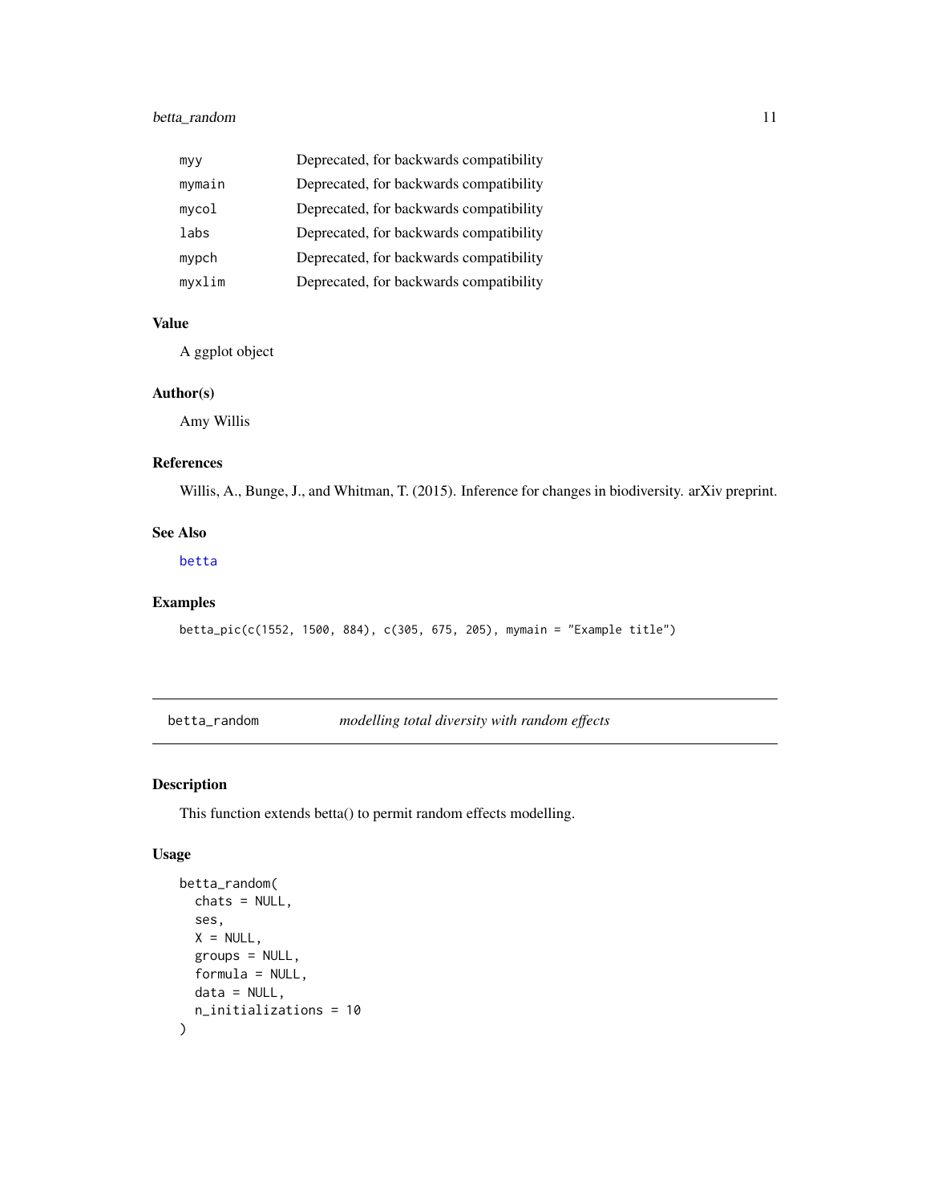| | |
|---|---|
| myy | Deprecated, for backwards compatibility |
| mymain | Deprecated, for backwards compatibility |
| mycol | Deprecated, for backwards compatibility |
| labs | Deprecated, for backwards compatibility |
| mypch | Deprecated, for backwards compatibility |
| myxlim | Deprecated, for backwards compatibility |

### Value

A ggplot object

### Author(s)

Amy Willis

### References

Willis, A., Bunge, J., and Whitman, T. (2015). Inference for changes in biodiversity. arXiv preprint.

### See Also

betta

### Examples

```
betta_pic(c(1552, 1500, 884), c(305, 675, 205), mymain = "Example title")
```

---

## betta_random *modelling total diversity with random effects*

### Description

This function extends betta() to permit random effects modelling.

### Usage

```
betta_random(
  chats = NULL,
  ses,
  X = NULL,
  groups = NULL,
  formula = NULL,
  data = NULL,
  n_initializations = 10
)
```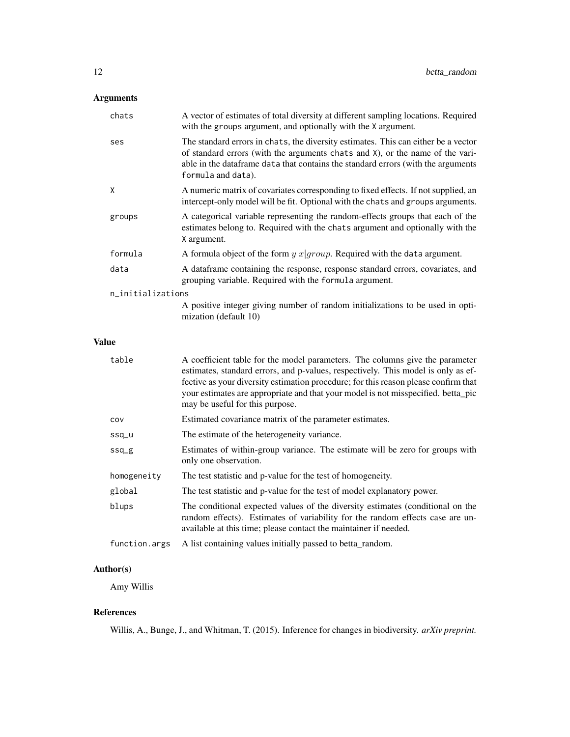## Arguments

- `chats` — A vector of estimates of total diversity at different sampling locations. Required with the `groups` argument, and optionally with the `X` argument.
- `ses` — The standard errors in `chats`, the diversity estimates. This can either be a vector of standard errors (with the arguments `chats` and `X`), or the name of the variable in the dataframe `data` that contains the standard errors (with the arguments `formula` and `data`).
- `X` — A numeric matrix of covariates corresponding to fixed effects. If not supplied, an intercept-only model will be fit. Optional with the `chats` and `groups` arguments.
- `groups` — A categorical variable representing the random-effects groups that each of the estimates belong to. Required with the `chats` argument and optionally with the `X` argument.
- `formula` — A formula object of the form $y~x|group$. Required with the `data` argument.
- `data` — A dataframe containing the response, response standard errors, covariates, and grouping variable. Required with the `formula` argument.
- `n_initializations` — A positive integer giving number of random initializations to be used in optimization (default 10)

## Value

- `table` — A coefficient table for the model parameters. The columns give the parameter estimates, standard errors, and p-values, respectively. This model is only as effective as your diversity estimation procedure; for this reason please confirm that your estimates are appropriate and that your model is not misspecified. betta_pic may be useful for this purpose.
- `cov` — Estimated covariance matrix of the parameter estimates.
- `ssq_u` — The estimate of the heterogeneity variance.
- `ssq_g` — Estimates of within-group variance. The estimate will be zero for groups with only one observation.
- `homogeneity` — The test statistic and p-value for the test of homogeneity.
- `global` — The test statistic and p-value for the test of model explanatory power.
- `blups` — The conditional expected values of the diversity estimates (conditional on the random effects). Estimates of variability for the random effects case are unavailable at this time; please contact the maintainer if needed.
- `function.args` — A list containing values initially passed to betta_random.

## Author(s)

Amy Willis

## References

Willis, A., Bunge, J., and Whitman, T. (2015). Inference for changes in biodiversity. *arXiv preprint.*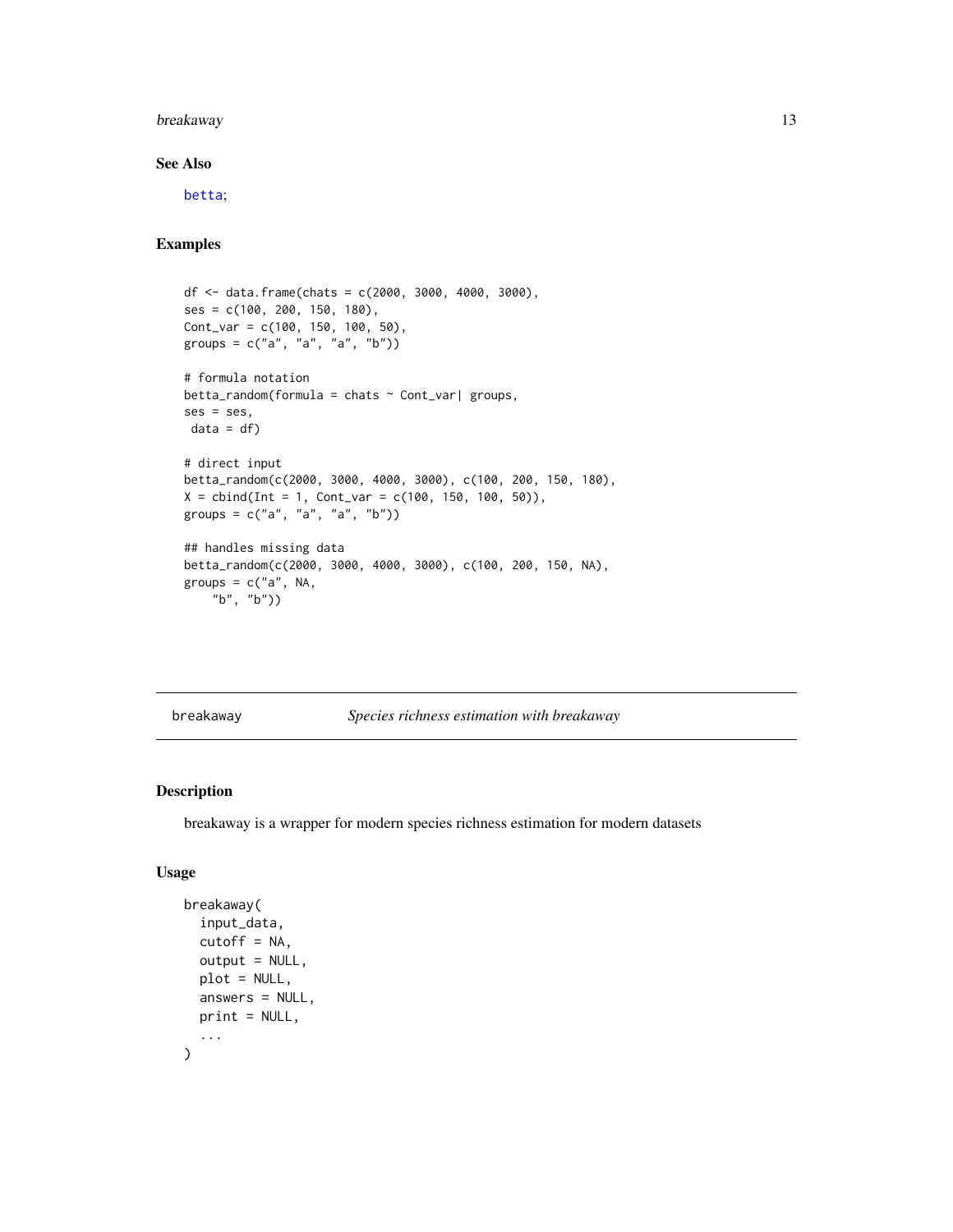### See Also

betta;

### Examples

```
df <- data.frame(chats = c(2000, 3000, 4000, 3000),
ses = c(100, 200, 150, 180),
Cont_var = c(100, 150, 100, 50),
groups = c("a", "a", "a", "b"))

# formula notation
betta_random(formula = chats ~ Cont_var| groups,
ses = ses,
 data = df)

# direct input
betta_random(c(2000, 3000, 4000, 3000), c(100, 200, 150, 180),
X = cbind(Int = 1, Cont_var = c(100, 150, 100, 50)),
groups = c("a", "a", "a", "b"))

## handles missing data
betta_random(c(2000, 3000, 4000, 3000), c(100, 200, 150, NA),
groups = c("a", NA,
    "b", "b"))
```

---

## breakaway — *Species richness estimation with breakaway*

### Description

breakaway is a wrapper for modern species richness estimation for modern datasets

### Usage

```
breakaway(
  input_data,
  cutoff = NA,
  output = NULL,
  plot = NULL,
  answers = NULL,
  print = NULL,
  ...
)
```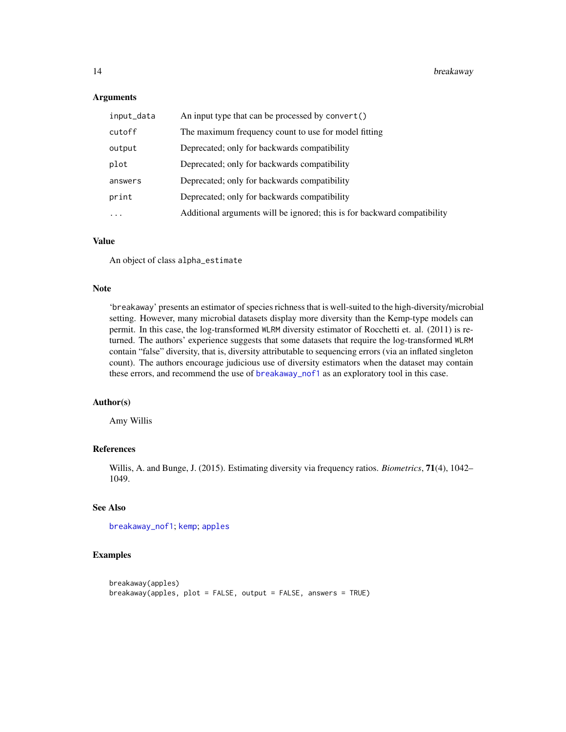### Arguments

| | |
|---|---|
| `input_data` | An input type that can be processed by `convert()` |
| `cutoff` | The maximum frequency count to use for model fitting |
| `output` | Deprecated; only for backwards compatibility |
| `plot` | Deprecated; only for backwards compatibility |
| `answers` | Deprecated; only for backwards compatibility |
| `print` | Deprecated; only for backwards compatibility |
| `...` | Additional arguments will be ignored; this is for backward compatibility |

### Value

An object of class `alpha_estimate`

### Note

'`breakaway`' presents an estimator of species richness that is well-suited to the high-diversity/microbial setting. However, many microbial datasets display more diversity than the Kemp-type models can permit. In this case, the log-transformed `WLRM` diversity estimator of Rocchetti et. al. (2011) is returned. The authors' experience suggests that some datasets that require the log-transformed `WLRM` contain "false" diversity, that is, diversity attributable to sequencing errors (via an inflated singleton count). The authors encourage judicious use of diversity estimators when the dataset may contain these errors, and recommend the use of `breakaway_nof1` as an exploratory tool in this case.

### Author(s)

Amy Willis

### References

Willis, A. and Bunge, J. (2015). Estimating diversity via frequency ratios. *Biometrics*, **71**(4), 1042–1049.

### See Also

`breakaway_nof1`; `kemp`; `apples`

### Examples

```
breakaway(apples)
breakaway(apples, plot = FALSE, output = FALSE, answers = TRUE)
```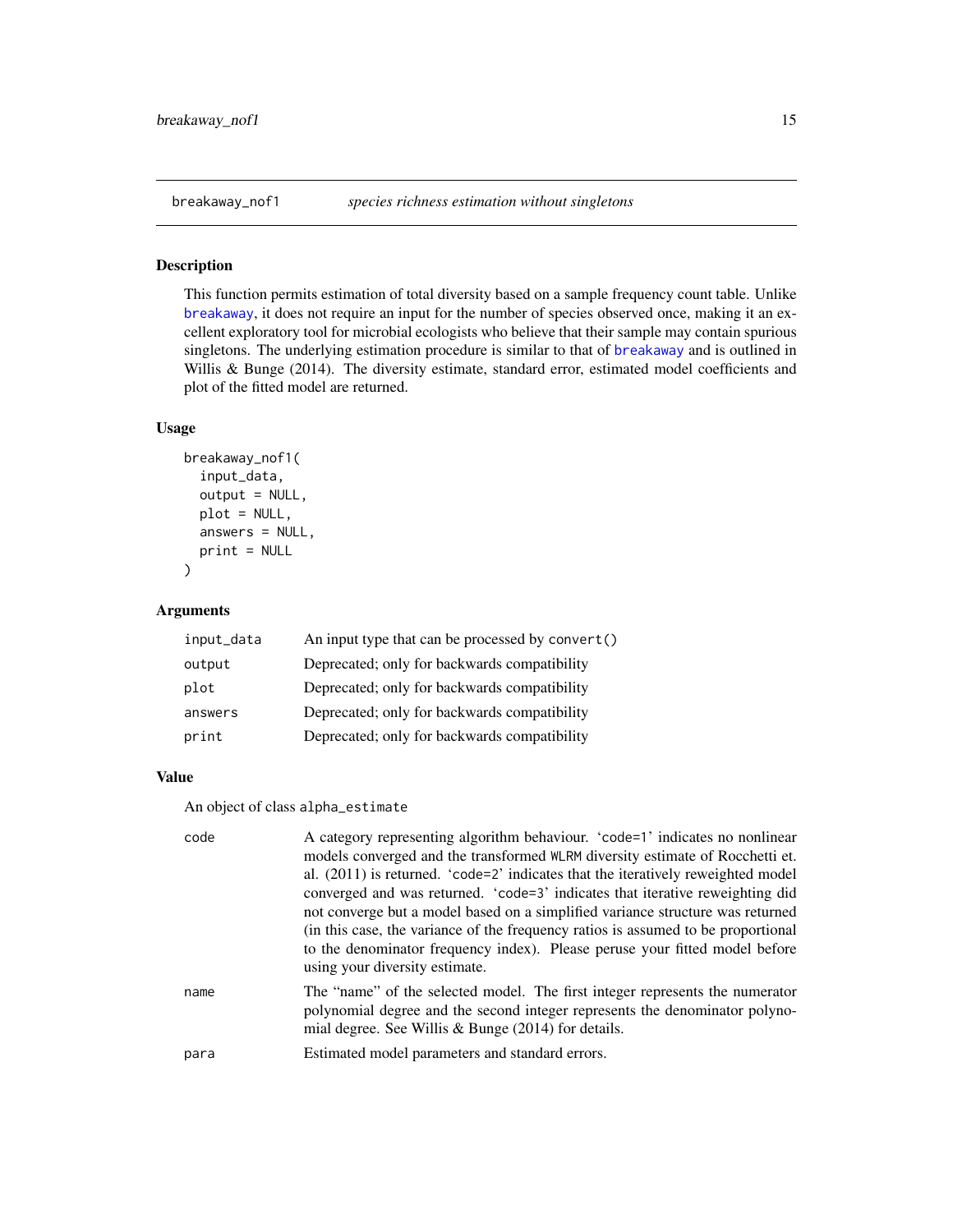## breakaway_nof1 — *species richness estimation without singletons*

### Description

This function permits estimation of total diversity based on a sample frequency count table. Unlike breakaway, it does not require an input for the number of species observed once, making it an excellent exploratory tool for microbial ecologists who believe that their sample may contain spurious singletons. The underlying estimation procedure is similar to that of breakaway and is outlined in Willis & Bunge (2014). The diversity estimate, standard error, estimated model coefficients and plot of the fitted model are returned.

### Usage

```
breakaway_nof1(
  input_data,
  output = NULL,
  plot = NULL,
  answers = NULL,
  print = NULL
)
```

### Arguments

| Argument | Description |
|---|---|
| `input_data` | An input type that can be processed by `convert()` |
| `output` | Deprecated; only for backwards compatibility |
| `plot` | Deprecated; only for backwards compatibility |
| `answers` | Deprecated; only for backwards compatibility |
| `print` | Deprecated; only for backwards compatibility |

### Value

An object of class `alpha_estimate`

| | |
|---|---|
| `code` | A category representing algorithm behaviour. '`code=1`' indicates no nonlinear models converged and the transformed `WLRM` diversity estimate of Rocchetti et. al. (2011) is returned. '`code=2`' indicates that the iteratively reweighted model converged and was returned. '`code=3`' indicates that iterative reweighting did not converge but a model based on a simplified variance structure was returned (in this case, the variance of the frequency ratios is assumed to be proportional to the denominator frequency index). Please peruse your fitted model before using your diversity estimate. |
| `name` | The "name" of the selected model. The first integer represents the numerator polynomial degree and the second integer represents the denominator polynomial degree. See Willis & Bunge (2014) for details. |
| `para` | Estimated model parameters and standard errors. |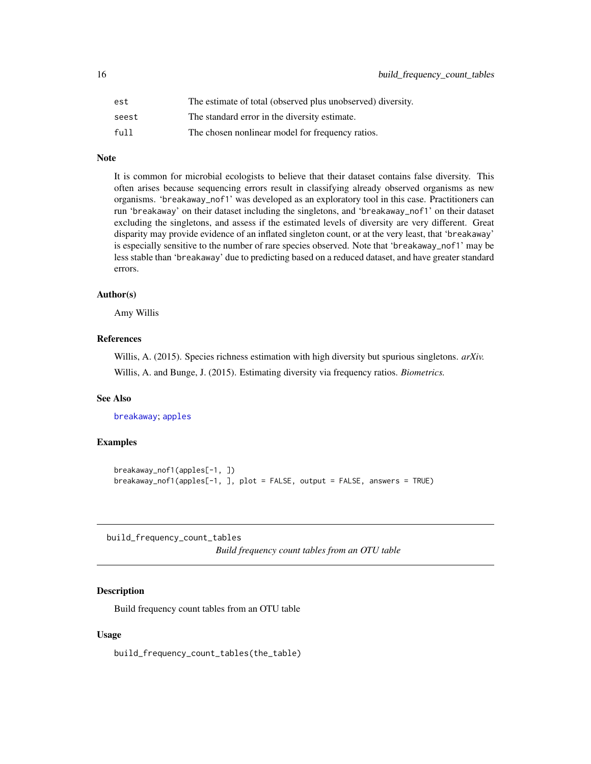| | |
|---|---|
| est | The estimate of total (observed plus unobserved) diversity. |
| seest | The standard error in the diversity estimate. |
| full | The chosen nonlinear model for frequency ratios. |

### Note

It is common for microbial ecologists to believe that their dataset contains false diversity. This often arises because sequencing errors result in classifying already observed organisms as new organisms. 'breakaway_nof1' was developed as an exploratory tool in this case. Practitioners can run 'breakaway' on their dataset including the singletons, and 'breakaway_nof1' on their dataset excluding the singletons, and assess if the estimated levels of diversity are very different. Great disparity may provide evidence of an inflated singleton count, or at the very least, that 'breakaway' is especially sensitive to the number of rare species observed. Note that 'breakaway_nof1' may be less stable than 'breakaway' due to predicting based on a reduced dataset, and have greater standard errors.

### Author(s)

Amy Willis

### References

Willis, A. (2015). Species richness estimation with high diversity but spurious singletons. *arXiv.*

Willis, A. and Bunge, J. (2015). Estimating diversity via frequency ratios. *Biometrics.*

### See Also

breakaway; apples

### Examples

```
breakaway_nof1(apples[-1, ])
breakaway_nof1(apples[-1, ], plot = FALSE, output = FALSE, answers = TRUE)
```

---

## build_frequency_count_tables — *Build frequency count tables from an OTU table*

### Description

Build frequency count tables from an OTU table

### Usage

```
build_frequency_count_tables(the_table)
```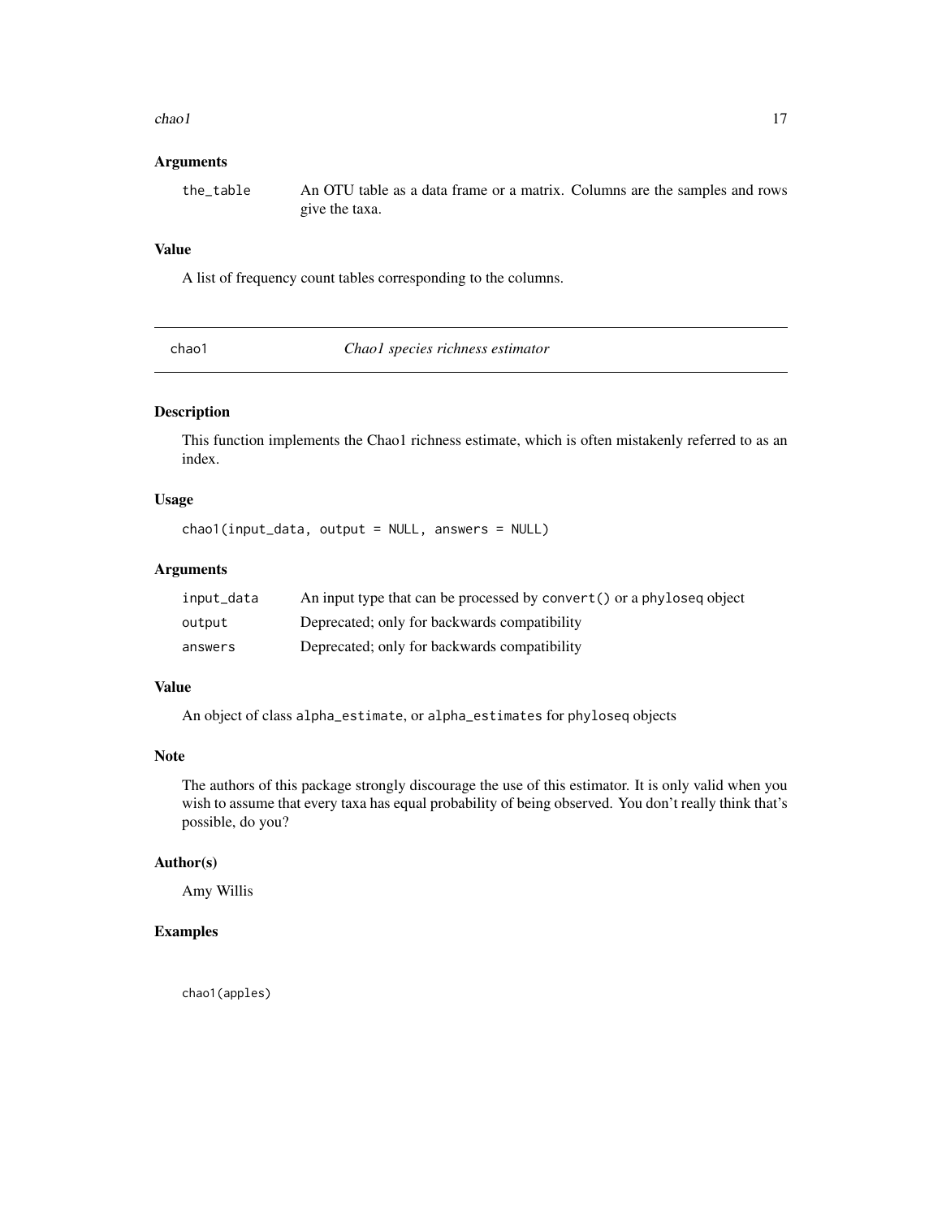### Arguments

| | |
|---|---|
| `the_table` | An OTU table as a data frame or a matrix. Columns are the samples and rows give the taxa. |

### Value

A list of frequency count tables corresponding to the columns.

---

## chao1 — *Chao1 species richness estimator*

### Description

This function implements the Chao1 richness estimate, which is often mistakenly referred to as an index.

### Usage

```
chao1(input_data, output = NULL, answers = NULL)
```

### Arguments

| | |
|---|---|
| `input_data` | An input type that can be processed by `convert()` or a `phyloseq` object |
| `output` | Deprecated; only for backwards compatibility |
| `answers` | Deprecated; only for backwards compatibility |

### Value

An object of class `alpha_estimate`, or `alpha_estimates` for `phyloseq` objects

### Note

The authors of this package strongly discourage the use of this estimator. It is only valid when you wish to assume that every taxa has equal probability of being observed. You don't really think that's possible, do you?

### Author(s)

Amy Willis

### Examples

```
chao1(apples)
```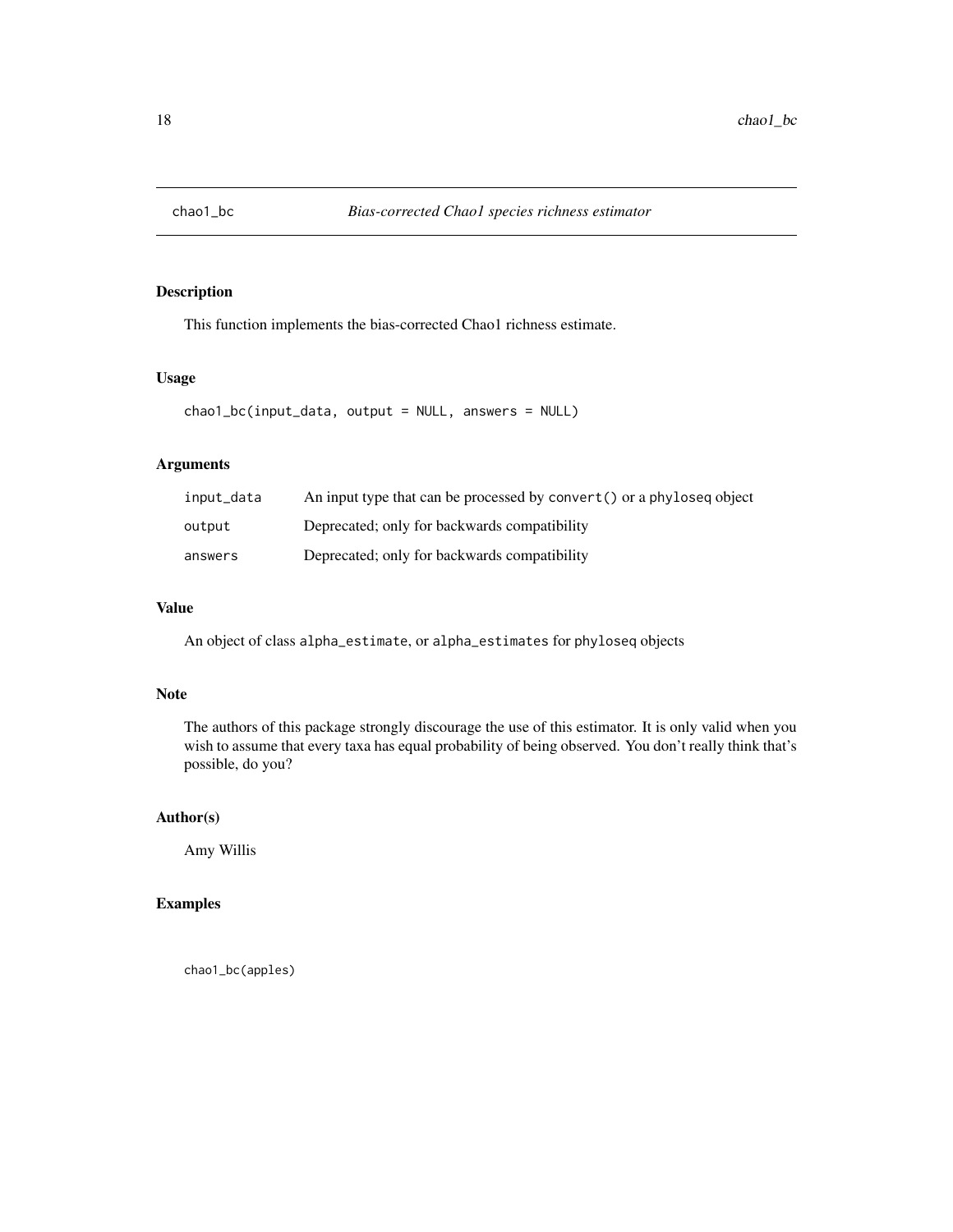# chao1_bc *Bias-corrected Chao1 species richness estimator*

## Description

This function implements the bias-corrected Chao1 richness estimate.

## Usage

```
chao1_bc(input_data, output = NULL, answers = NULL)
```

## Arguments

| | |
|---|---|
| input_data | An input type that can be processed by convert() or a phyloseq object |
| output | Deprecated; only for backwards compatibility |
| answers | Deprecated; only for backwards compatibility |

## Value

An object of class alpha_estimate, or alpha_estimates for phyloseq objects

## Note

The authors of this package strongly discourage the use of this estimator. It is only valid when you wish to assume that every taxa has equal probability of being observed. You don't really think that's possible, do you?

## Author(s)

Amy Willis

## Examples

```
chao1_bc(apples)
```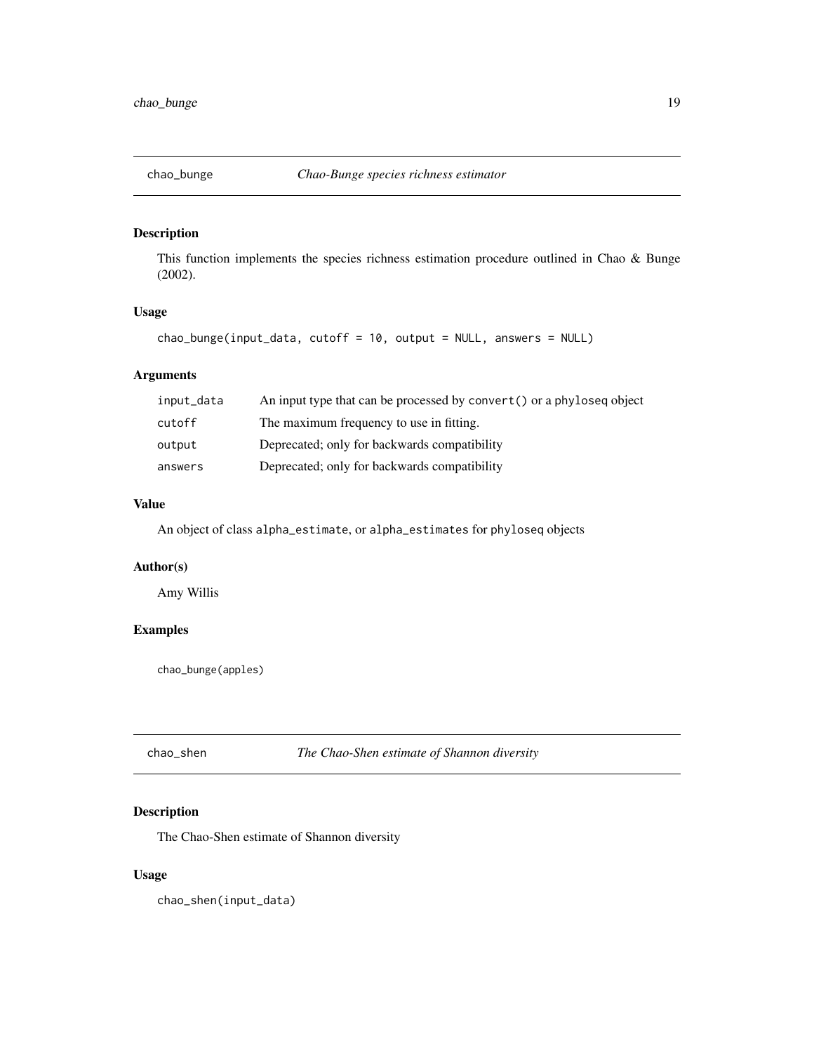## chao_bunge *Chao-Bunge species richness estimator*

### Description

This function implements the species richness estimation procedure outlined in Chao & Bunge (2002).

### Usage

```
chao_bunge(input_data, cutoff = 10, output = NULL, answers = NULL)
```

### Arguments

| | |
|---|---|
| input_data | An input type that can be processed by convert() or a phyloseq object |
| cutoff | The maximum frequency to use in fitting. |
| output | Deprecated; only for backwards compatibility |
| answers | Deprecated; only for backwards compatibility |

### Value

An object of class alpha_estimate, or alpha_estimates for phyloseq objects

### Author(s)

Amy Willis

### Examples

```
chao_bunge(apples)
```

## chao_shen *The Chao-Shen estimate of Shannon diversity*

### Description

The Chao-Shen estimate of Shannon diversity

### Usage

```
chao_shen(input_data)
```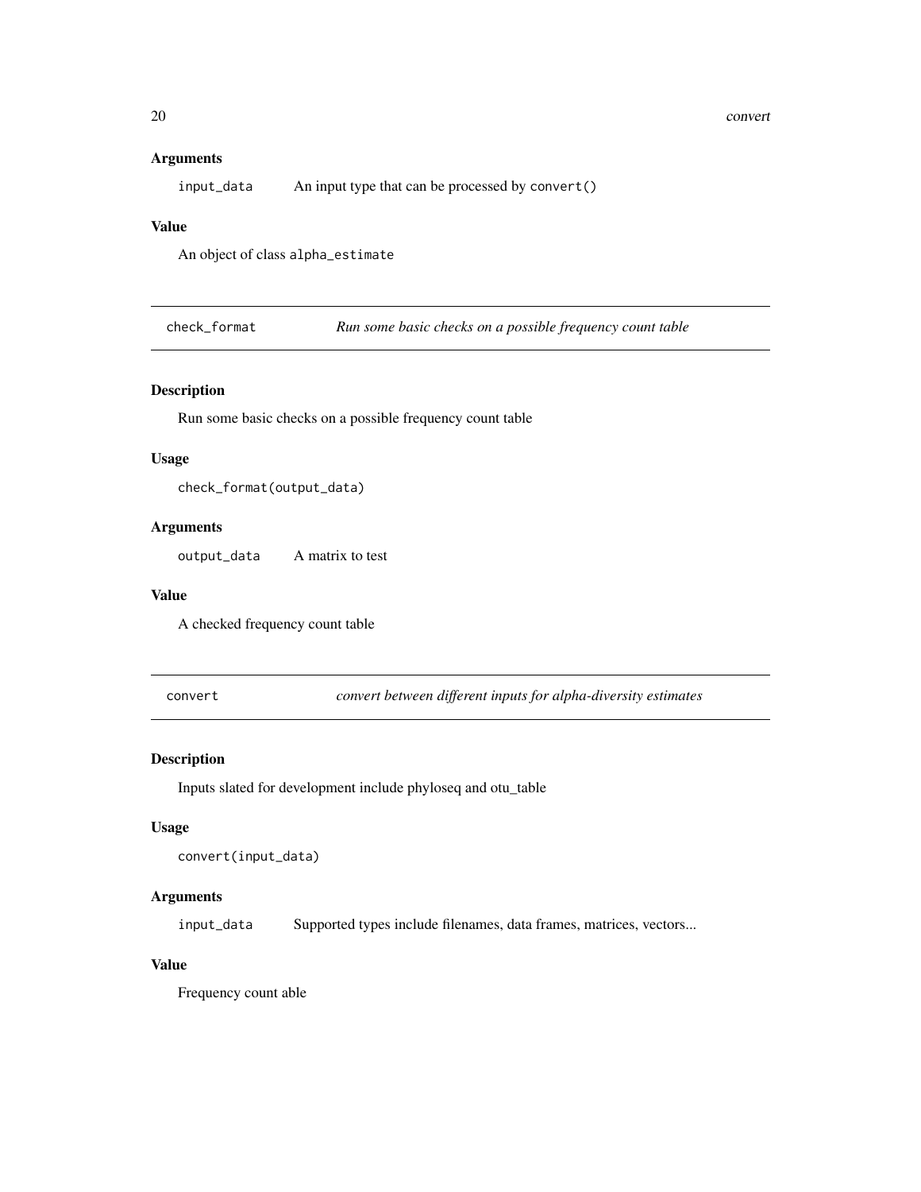### Arguments

`input_data` An input type that can be processed by `convert()`

### Value

An object of class `alpha_estimate`

---

## `check_format` *Run some basic checks on a possible frequency count table*

### Description

Run some basic checks on a possible frequency count table

### Usage

```
check_format(output_data)
```

### Arguments

`output_data` A matrix to test

### Value

A checked frequency count table

---

## `convert` *convert between different inputs for alpha-diversity estimates*

### Description

Inputs slated for development include phyloseq and otu_table

### Usage

```
convert(input_data)
```

### Arguments

`input_data` Supported types include filenames, data frames, matrices, vectors...

### Value

Frequency count able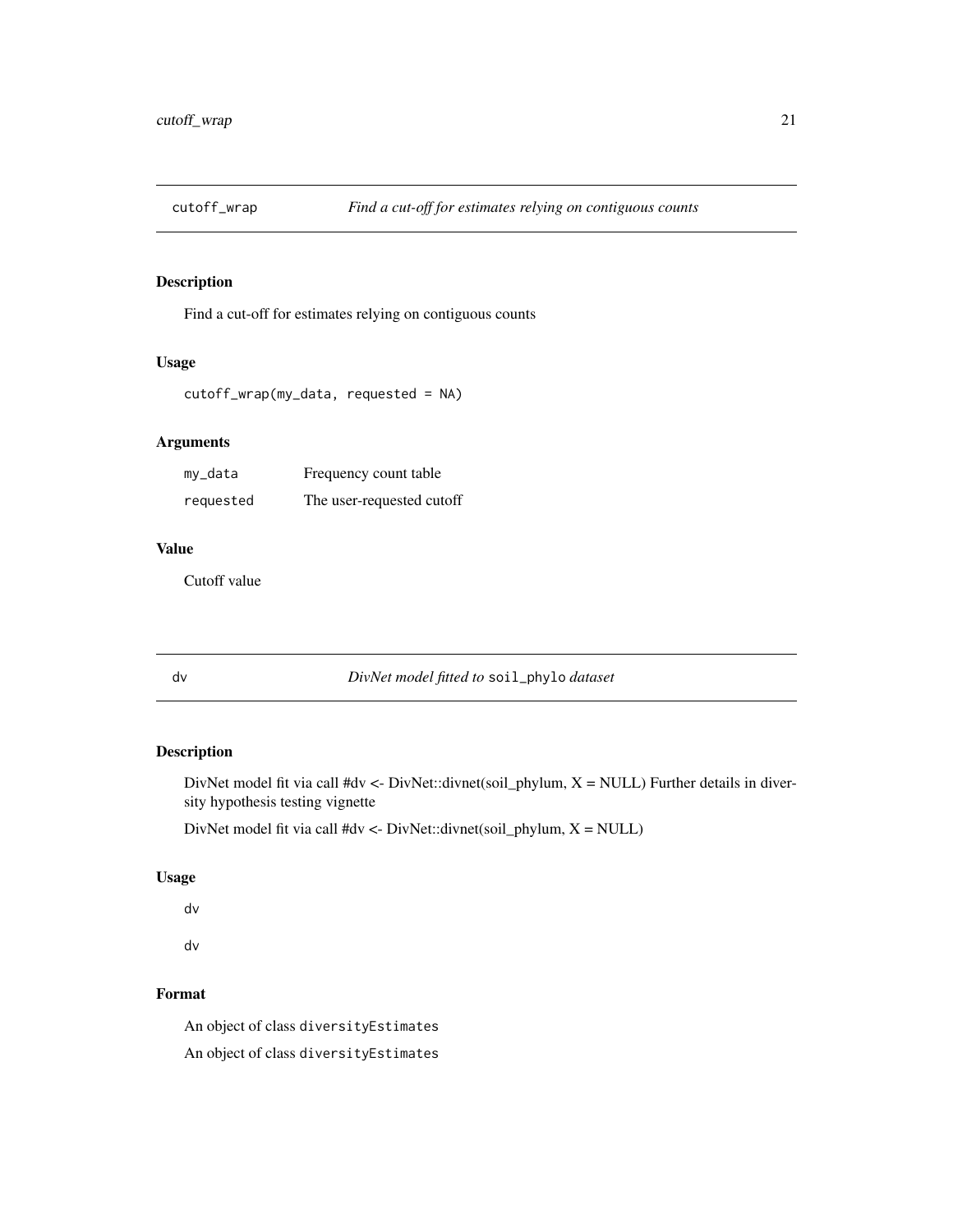## cutoff_wrap *Find a cut-off for estimates relying on contiguous counts*

### Description

Find a cut-off for estimates relying on contiguous counts

### Usage

```
cutoff_wrap(my_data, requested = NA)
```

### Arguments

| | |
|---|---|
| my_data | Frequency count table |
| requested | The user-requested cutoff |

### Value

Cutoff value

## dv *DivNet model fitted to* soil_phylo *dataset*

### Description

DivNet model fit via call #dv <- DivNet::divnet(soil_phylum, X = NULL) Further details in diversity hypothesis testing vignette

DivNet model fit via call #dv <- DivNet::divnet(soil_phylum, X = NULL)

### Usage

```
dv

dv
```

### Format

An object of class diversityEstimates

An object of class diversityEstimates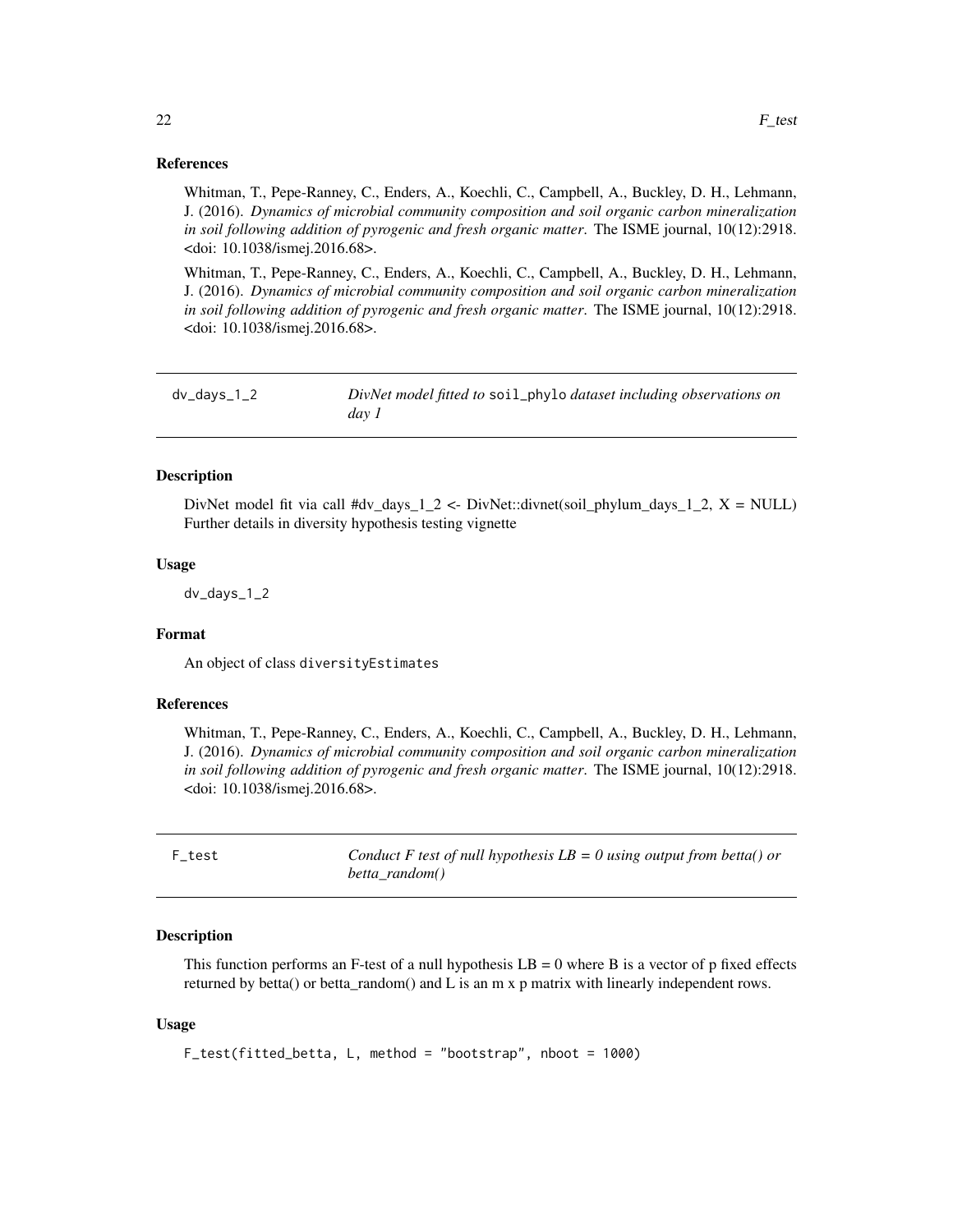### References

Whitman, T., Pepe-Ranney, C., Enders, A., Koechli, C., Campbell, A., Buckley, D. H., Lehmann, J. (2016). *Dynamics of microbial community composition and soil organic carbon mineralization in soil following addition of pyrogenic and fresh organic matter*. The ISME journal, 10(12):2918. <doi: 10.1038/ismej.2016.68>.

Whitman, T., Pepe-Ranney, C., Enders, A., Koechli, C., Campbell, A., Buckley, D. H., Lehmann, J. (2016). *Dynamics of microbial community composition and soil organic carbon mineralization in soil following addition of pyrogenic and fresh organic matter*. The ISME journal, 10(12):2918. <doi: 10.1038/ismej.2016.68>.

---

## dv_days_1_2 — *DivNet model fitted to* soil_phylo *dataset including observations on day 1*

### Description

DivNet model fit via call #dv_days_1_2 <- DivNet::divnet(soil_phylum_days_1_2, X = NULL) Further details in diversity hypothesis testing vignette

### Usage

```
dv_days_1_2
```

### Format

An object of class diversityEstimates

### References

Whitman, T., Pepe-Ranney, C., Enders, A., Koechli, C., Campbell, A., Buckley, D. H., Lehmann, J. (2016). *Dynamics of microbial community composition and soil organic carbon mineralization in soil following addition of pyrogenic and fresh organic matter*. The ISME journal, 10(12):2918. <doi: 10.1038/ismej.2016.68>.

---

## F_test — *Conduct F test of null hypothesis LB = 0 using output from betta() or betta_random()*

### Description

This function performs an F-test of a null hypothesis LB = 0 where B is a vector of p fixed effects returned by betta() or betta_random() and L is an m x p matrix with linearly independent rows.

### Usage

```
F_test(fitted_betta, L, method = "bootstrap", nboot = 1000)
```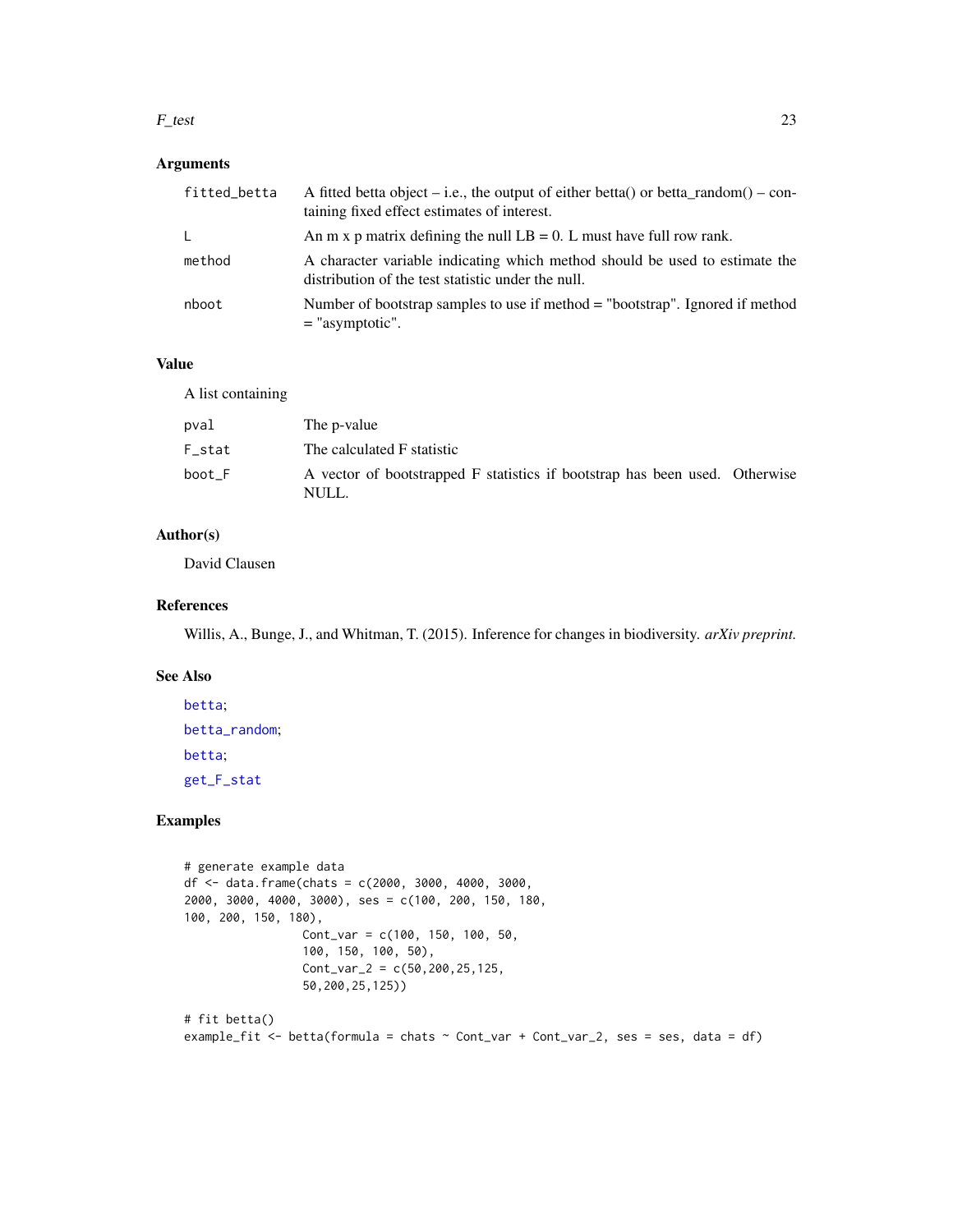## Arguments

| | |
|---|---|
| fitted_betta | A fitted betta object – i.e., the output of either betta() or betta_random() – containing fixed effect estimates of interest. |
| L | An m x p matrix defining the null LB = 0. L must have full row rank. |
| method | A character variable indicating which method should be used to estimate the distribution of the test statistic under the null. |
| nboot | Number of bootstrap samples to use if method = "bootstrap". Ignored if method = "asymptotic". |

## Value

A list containing

| | |
|---|---|
| pval | The p-value |
| F_stat | The calculated F statistic |
| boot_F | A vector of bootstrapped F statistics if bootstrap has been used. Otherwise NULL. |

## Author(s)

David Clausen

## References

Willis, A., Bunge, J., and Whitman, T. (2015). Inference for changes in biodiversity. *arXiv preprint.*

## See Also

betta;

betta_random;

betta;

get_F_stat

## Examples

```
# generate example data
df <- data.frame(chats = c(2000, 3000, 4000, 3000,
2000, 3000, 4000, 3000), ses = c(100, 200, 150, 180,
100, 200, 150, 180),
                 Cont_var = c(100, 150, 100, 50,
                 100, 150, 100, 50),
                 Cont_var_2 = c(50,200,25,125,
                 50,200,25,125))

# fit betta()
example_fit <- betta(formula = chats ~ Cont_var + Cont_var_2, ses = ses, data = df)
```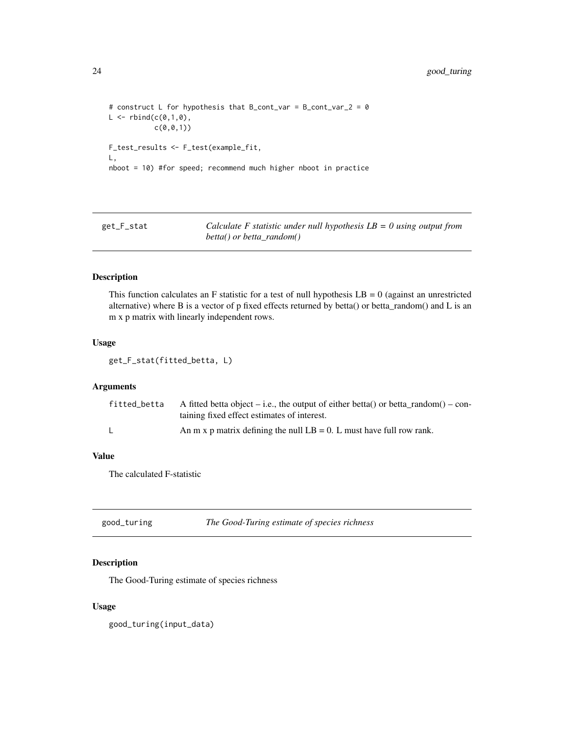```
# construct L for hypothesis that B_cont_var = B_cont_var_2 = 0
L <- rbind(c(0,1,0),
           c(0,0,1))

F_test_results <- F_test(example_fit,
L,
nboot = 10) #for speed; recommend much higher nboot in practice
```

## get_F_stat — *Calculate F statistic under null hypothesis LB = 0 using output from betta() or betta_random()*

### Description

This function calculates an F statistic for a test of null hypothesis LB = 0 (against an unrestricted alternative) where B is a vector of p fixed effects returned by betta() or betta_random() and L is an m x p matrix with linearly independent rows.

### Usage

```
get_F_stat(fitted_betta, L)
```

### Arguments

| | |
|---|---|
| fitted_betta | A fitted betta object – i.e., the output of either betta() or betta_random() – containing fixed effect estimates of interest. |
| L | An m x p matrix defining the null LB = 0. L must have full row rank. |

### Value

The calculated F-statistic

## good_turing — *The Good-Turing estimate of species richness*

### Description

The Good-Turing estimate of species richness

### Usage

```
good_turing(input_data)
```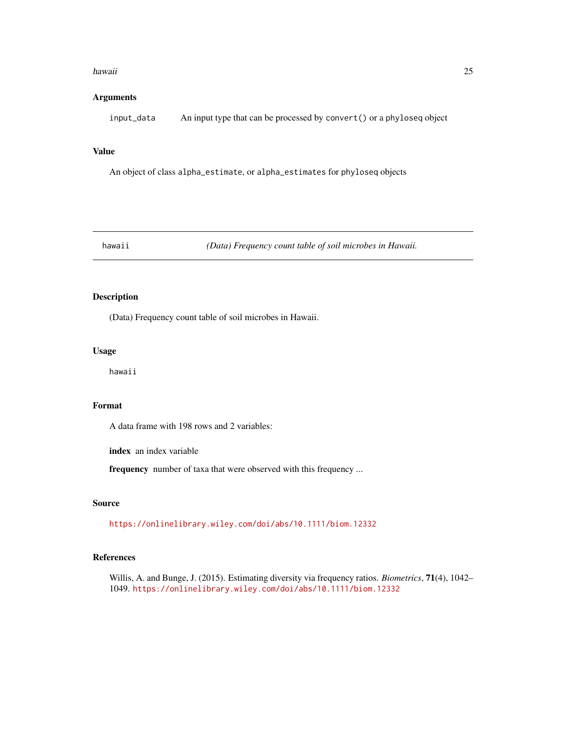## Arguments

`input_data` An input type that can be processed by `convert()` or a `phyloseq` object

## Value

An object of class `alpha_estimate`, or `alpha_estimates` for `phyloseq` objects

---

## hawaii *(Data) Frequency count table of soil microbes in Hawaii.*

---

### Description

(Data) Frequency count table of soil microbes in Hawaii.

### Usage

```
hawaii
```

### Format

A data frame with 198 rows and 2 variables:

**index** an index variable

**frequency** number of taxa that were observed with this frequency ...

### Source

https://onlinelibrary.wiley.com/doi/abs/10.1111/biom.12332

### References

Willis, A. and Bunge, J. (2015). Estimating diversity via frequency ratios. *Biometrics*, **71**(4), 1042–1049. https://onlinelibrary.wiley.com/doi/abs/10.1111/biom.12332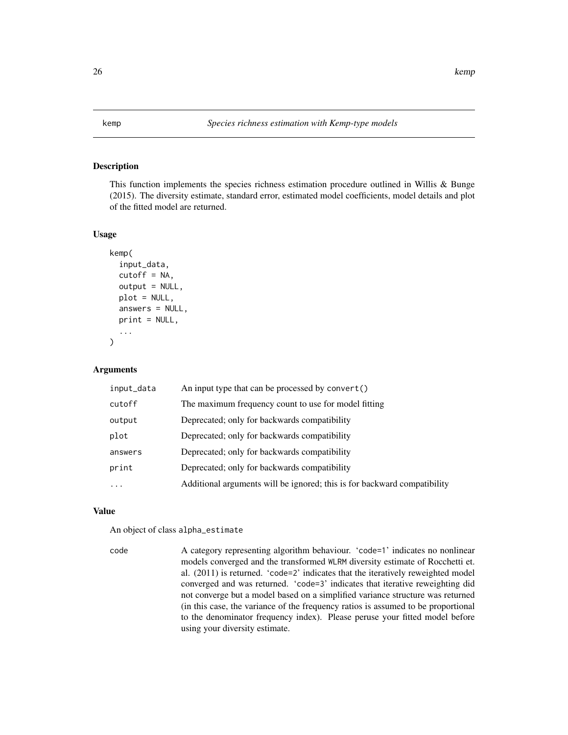# kemp — *Species richness estimation with Kemp-type models*

## Description

This function implements the species richness estimation procedure outlined in Willis & Bunge (2015). The diversity estimate, standard error, estimated model coefficients, model details and plot of the fitted model are returned.

## Usage

```
kemp(
  input_data,
  cutoff = NA,
  output = NULL,
  plot = NULL,
  answers = NULL,
  print = NULL,
  ...
)
```

## Arguments

| | |
|---|---|
| `input_data` | An input type that can be processed by `convert()` |
| `cutoff` | The maximum frequency count to use for model fitting |
| `output` | Deprecated; only for backwards compatibility |
| `plot` | Deprecated; only for backwards compatibility |
| `answers` | Deprecated; only for backwards compatibility |
| `print` | Deprecated; only for backwards compatibility |
| `...` | Additional arguments will be ignored; this is for backward compatibility |

## Value

An object of class `alpha_estimate`

| | |
|---|---|
| `code` | A category representing algorithm behaviour. '`code=1`' indicates no nonlinear models converged and the transformed `WLRM` diversity estimate of Rocchetti et. al. (2011) is returned. '`code=2`' indicates that the iteratively reweighted model converged and was returned. '`code=3`' indicates that iterative reweighting did not converge but a model based on a simplified variance structure was returned (in this case, the variance of the frequency ratios is assumed to be proportional to the denominator frequency index). Please peruse your fitted model before using your diversity estimate. |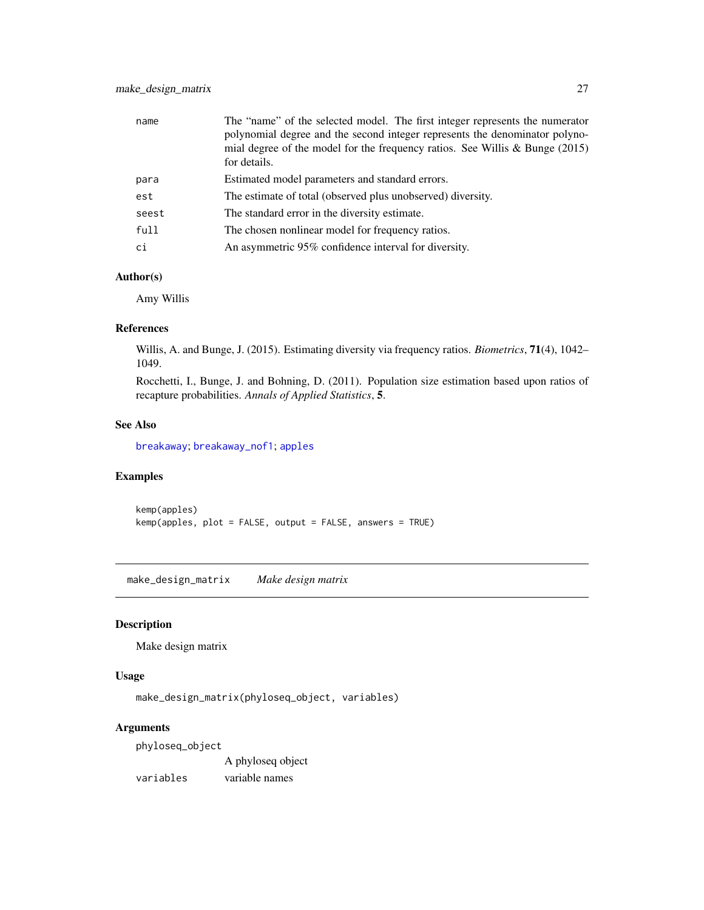| | |
|---|---|
| name | The "name" of the selected model. The first integer represents the numerator polynomial degree and the second integer represents the denominator polynomial degree of the model for the frequency ratios. See Willis & Bunge (2015) for details. |
| para | Estimated model parameters and standard errors. |
| est | The estimate of total (observed plus unobserved) diversity. |
| seest | The standard error in the diversity estimate. |
| full | The chosen nonlinear model for frequency ratios. |
| ci | An asymmetric 95% confidence interval for diversity. |

### Author(s)

Amy Willis

### References

Willis, A. and Bunge, J. (2015). Estimating diversity via frequency ratios. *Biometrics*, **71**(4), 1042–1049.

Rocchetti, I., Bunge, J. and Bohning, D. (2011). Population size estimation based upon ratios of recapture probabilities. *Annals of Applied Statistics*, **5**.

### See Also

breakaway; breakaway_nof1; apples

### Examples

```
kemp(apples)
kemp(apples, plot = FALSE, output = FALSE, answers = TRUE)
```

---

## make_design_matrix &nbsp;&nbsp;&nbsp; *Make design matrix*

### Description

Make design matrix

### Usage

```
make_design_matrix(phyloseq_object, variables)
```

### Arguments

| | |
|---|---|
| phyloseq_object | A phyloseq object |
| variables | variable names |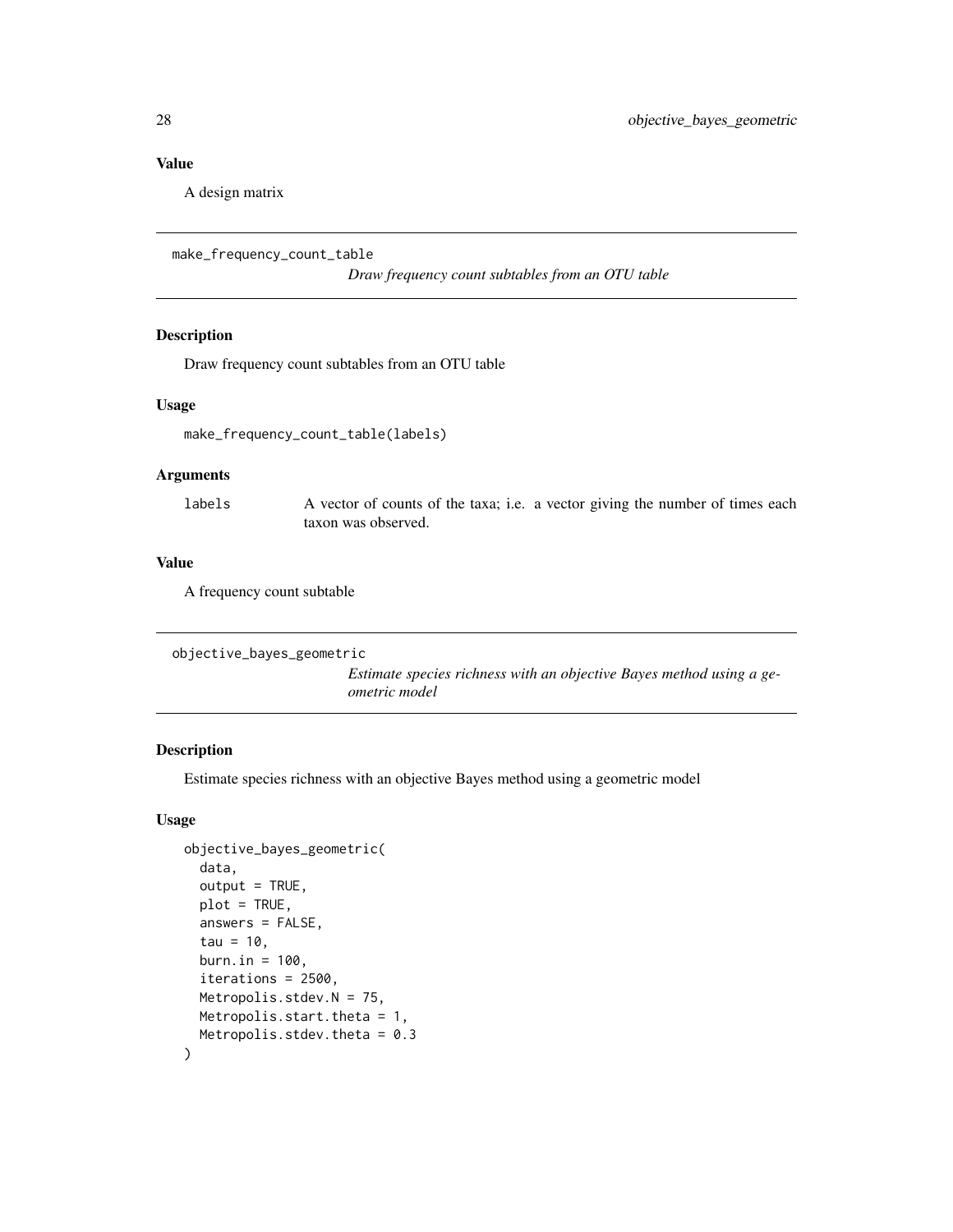### Value

A design matrix

---

## make_frequency_count_table

*Draw frequency count subtables from an OTU table*

### Description

Draw frequency count subtables from an OTU table

### Usage

```
make_frequency_count_table(labels)
```

### Arguments

| | |
|---|---|
| `labels` | A vector of counts of the taxa; i.e. a vector giving the number of times each taxon was observed. |

### Value

A frequency count subtable

---

## objective_bayes_geometric

*Estimate species richness with an objective Bayes method using a geometric model*

### Description

Estimate species richness with an objective Bayes method using a geometric model

### Usage

```
objective_bayes_geometric(
  data,
  output = TRUE,
  plot = TRUE,
  answers = FALSE,
  tau = 10,
  burn.in = 100,
  iterations = 2500,
  Metropolis.stdev.N = 75,
  Metropolis.start.theta = 1,
  Metropolis.stdev.theta = 0.3
)
```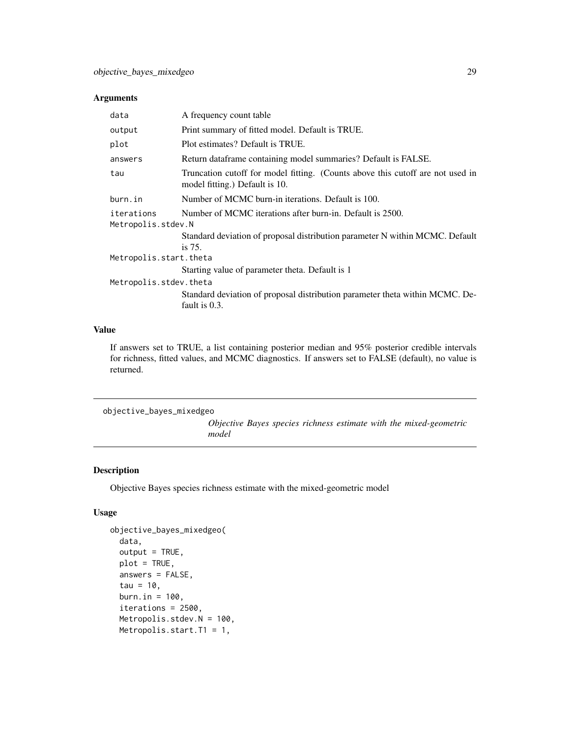### Arguments

| | |
|---|---|
| data | A frequency count table |
| output | Print summary of fitted model. Default is TRUE. |
| plot | Plot estimates? Default is TRUE. |
| answers | Return dataframe containing model summaries? Default is FALSE. |
| tau | Truncation cutoff for model fitting. (Counts above this cutoff are not used in model fitting.) Default is 10. |
| burn.in | Number of MCMC burn-in iterations. Default is 100. |
| iterations | Number of MCMC iterations after burn-in. Default is 2500. |
| Metropolis.stdev.N | Standard deviation of proposal distribution parameter N within MCMC. Default is 75. |
| Metropolis.start.theta | Starting value of parameter theta. Default is 1 |
| Metropolis.stdev.theta | Standard deviation of proposal distribution parameter theta within MCMC. Default is 0.3. |

### Value

If answers set to TRUE, a list containing posterior median and 95% posterior credible intervals for richness, fitted values, and MCMC diagnostics. If answers set to FALSE (default), no value is returned.

---

## objective_bayes_mixedgeo

*Objective Bayes species richness estimate with the mixed-geometric model*

### Description

Objective Bayes species richness estimate with the mixed-geometric model

### Usage

```
objective_bayes_mixedgeo(
  data,
  output = TRUE,
  plot = TRUE,
  answers = FALSE,
  tau = 10,
  burn.in = 100,
  iterations = 2500,
  Metropolis.stdev.N = 100,
  Metropolis.start.T1 = 1,
```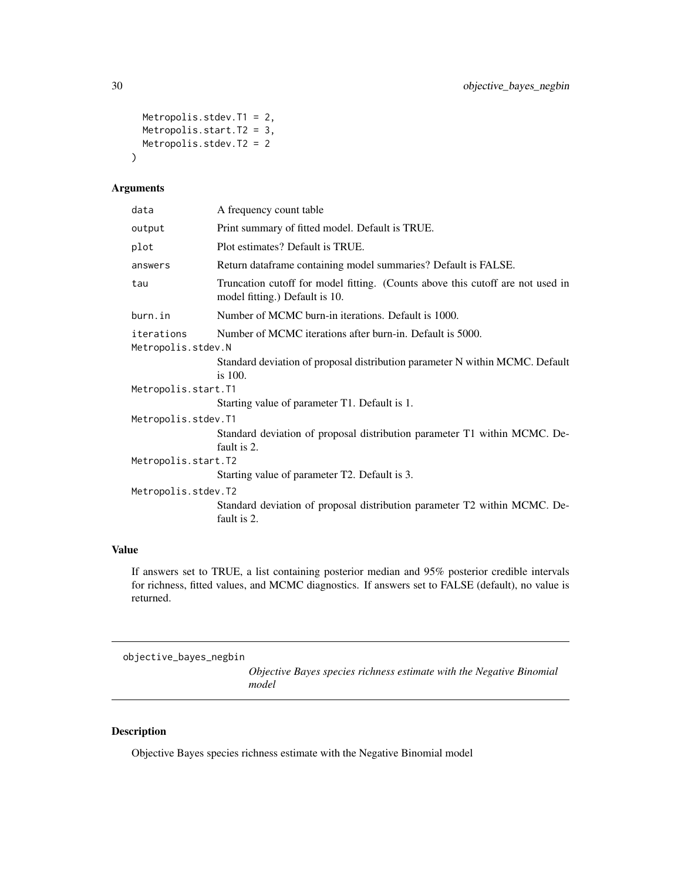```
  Metropolis.stdev.T1 = 2,
  Metropolis.start.T2 = 3,
  Metropolis.stdev.T2 = 2
)
```

### Arguments

| | |
|---|---|
| data | A frequency count table |
| output | Print summary of fitted model. Default is TRUE. |
| plot | Plot estimates? Default is TRUE. |
| answers | Return dataframe containing model summaries? Default is FALSE. |
| tau | Truncation cutoff for model fitting. (Counts above this cutoff are not used in model fitting.) Default is 10. |
| burn.in | Number of MCMC burn-in iterations. Default is 1000. |
| iterations | Number of MCMC iterations after burn-in. Default is 5000. |
| Metropolis.stdev.N | Standard deviation of proposal distribution parameter N within MCMC. Default is 100. |
| Metropolis.start.T1 | Starting value of parameter T1. Default is 1. |
| Metropolis.stdev.T1 | Standard deviation of proposal distribution parameter T1 within MCMC. Default is 2. |
| Metropolis.start.T2 | Starting value of parameter T2. Default is 3. |
| Metropolis.stdev.T2 | Standard deviation of proposal distribution parameter T2 within MCMC. Default is 2. |

### Value

If answers set to TRUE, a list containing posterior median and 95% posterior credible intervals for richness, fitted values, and MCMC diagnostics. If answers set to FALSE (default), no value is returned.

---

## objective_bayes_negbin

*Objective Bayes species richness estimate with the Negative Binomial model*

---

### Description

Objective Bayes species richness estimate with the Negative Binomial model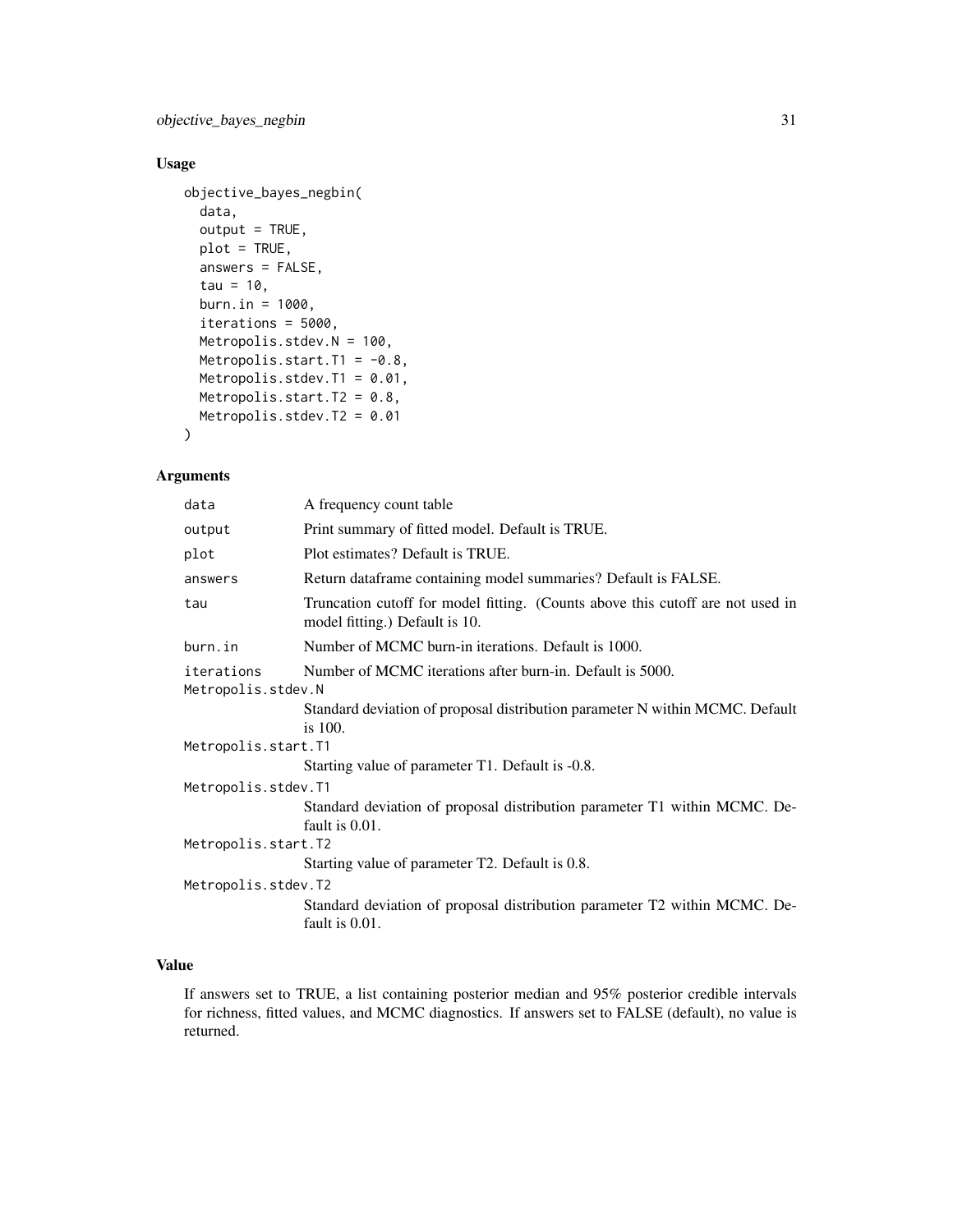## Usage

```
objective_bayes_negbin(
  data,
  output = TRUE,
  plot = TRUE,
  answers = FALSE,
  tau = 10,
  burn.in = 1000,
  iterations = 5000,
  Metropolis.stdev.N = 100,
  Metropolis.start.T1 = -0.8,
  Metropolis.stdev.T1 = 0.01,
  Metropolis.start.T2 = 0.8,
  Metropolis.stdev.T2 = 0.01
)
```

## Arguments

| Argument | Description |
|---|---|
| `data` | A frequency count table |
| `output` | Print summary of fitted model. Default is TRUE. |
| `plot` | Plot estimates? Default is TRUE. |
| `answers` | Return dataframe containing model summaries? Default is FALSE. |
| `tau` | Truncation cutoff for model fitting. (Counts above this cutoff are not used in model fitting.) Default is 10. |
| `burn.in` | Number of MCMC burn-in iterations. Default is 1000. |
| `iterations` | Number of MCMC iterations after burn-in. Default is 5000. |
| `Metropolis.stdev.N` | Standard deviation of proposal distribution parameter N within MCMC. Default is 100. |
| `Metropolis.start.T1` | Starting value of parameter T1. Default is -0.8. |
| `Metropolis.stdev.T1` | Standard deviation of proposal distribution parameter T1 within MCMC. Default is 0.01. |
| `Metropolis.start.T2` | Starting value of parameter T2. Default is 0.8. |
| `Metropolis.stdev.T2` | Standard deviation of proposal distribution parameter T2 within MCMC. Default is 0.01. |

## Value

If answers set to TRUE, a list containing posterior median and 95% posterior credible intervals for richness, fitted values, and MCMC diagnostics. If answers set to FALSE (default), no value is returned.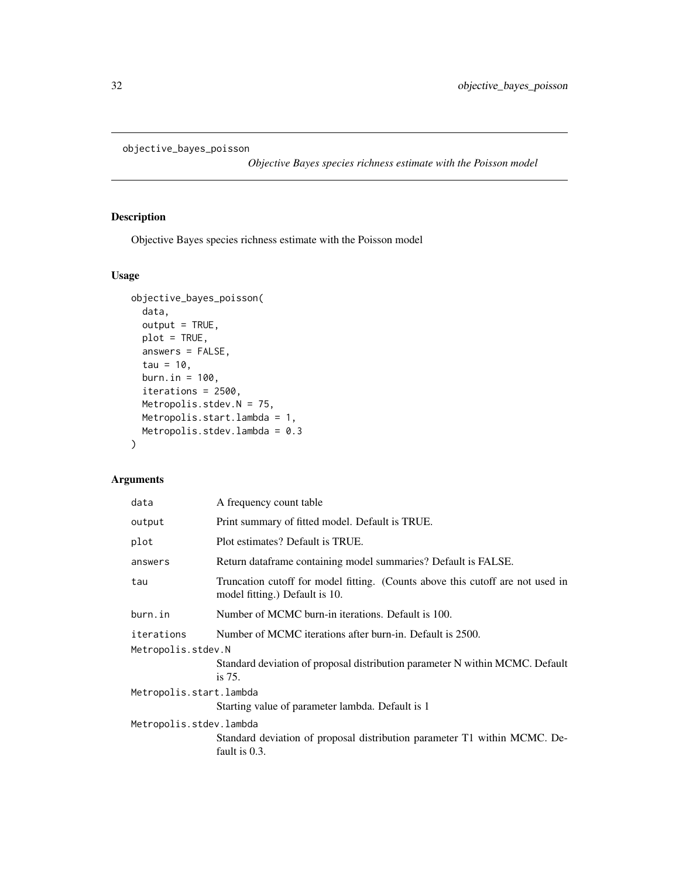`objective_bayes_poisson` *Objective Bayes species richness estimate with the Poisson model*

## Description

Objective Bayes species richness estimate with the Poisson model

## Usage

```
objective_bayes_poisson(
  data,
  output = TRUE,
  plot = TRUE,
  answers = FALSE,
  tau = 10,
  burn.in = 100,
  iterations = 2500,
  Metropolis.stdev.N = 75,
  Metropolis.start.lambda = 1,
  Metropolis.stdev.lambda = 0.3
)
```

## Arguments

| Argument | Description |
|---|---|
| data | A frequency count table |
| output | Print summary of fitted model. Default is TRUE. |
| plot | Plot estimates? Default is TRUE. |
| answers | Return dataframe containing model summaries? Default is FALSE. |
| tau | Truncation cutoff for model fitting. (Counts above this cutoff are not used in model fitting.) Default is 10. |
| burn.in | Number of MCMC burn-in iterations. Default is 100. |
| iterations | Number of MCMC iterations after burn-in. Default is 2500. |
| Metropolis.stdev.N | Standard deviation of proposal distribution parameter N within MCMC. Default is 75. |
| Metropolis.start.lambda | Starting value of parameter lambda. Default is 1 |
| Metropolis.stdev.lambda | Standard deviation of proposal distribution parameter T1 within MCMC. Default is 0.3. |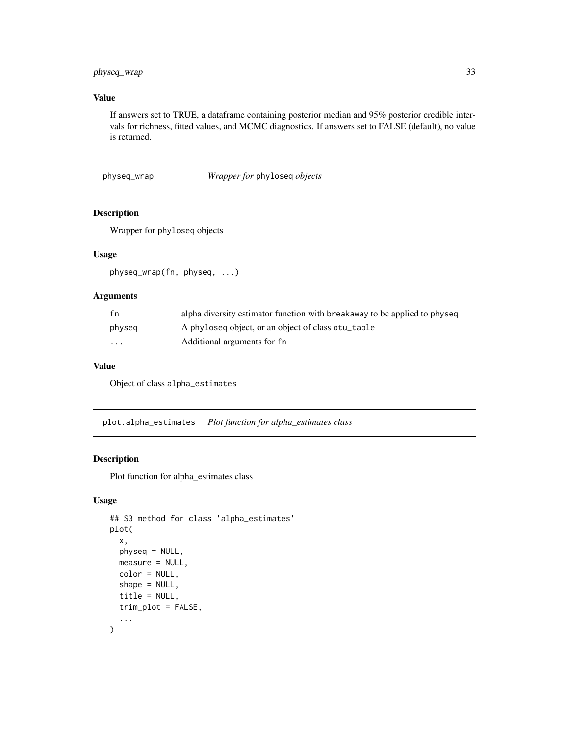### Value

If answers set to TRUE, a dataframe containing posterior median and 95% posterior credible intervals for richness, fitted values, and MCMC diagnostics. If answers set to FALSE (default), no value is returned.

---

## physeq_wrap    *Wrapper for* phyloseq *objects*

---

### Description

Wrapper for phyloseq objects

### Usage

```
physeq_wrap(fn, physeq, ...)
```

### Arguments

| | |
|---|---|
| fn | alpha diversity estimator function with breakaway to be applied to physeq |
| physeq | A phyloseq object, or an object of class otu_table |
| ... | Additional arguments for fn |

### Value

Object of class alpha_estimates

---

## plot.alpha_estimates    *Plot function for alpha_estimates class*

---

### Description

Plot function for alpha_estimates class

### Usage

```
## S3 method for class 'alpha_estimates'
plot(
  x,
  physeq = NULL,
  measure = NULL,
  color = NULL,
  shape = NULL,
  title = NULL,
  trim_plot = FALSE,
  ...
)
```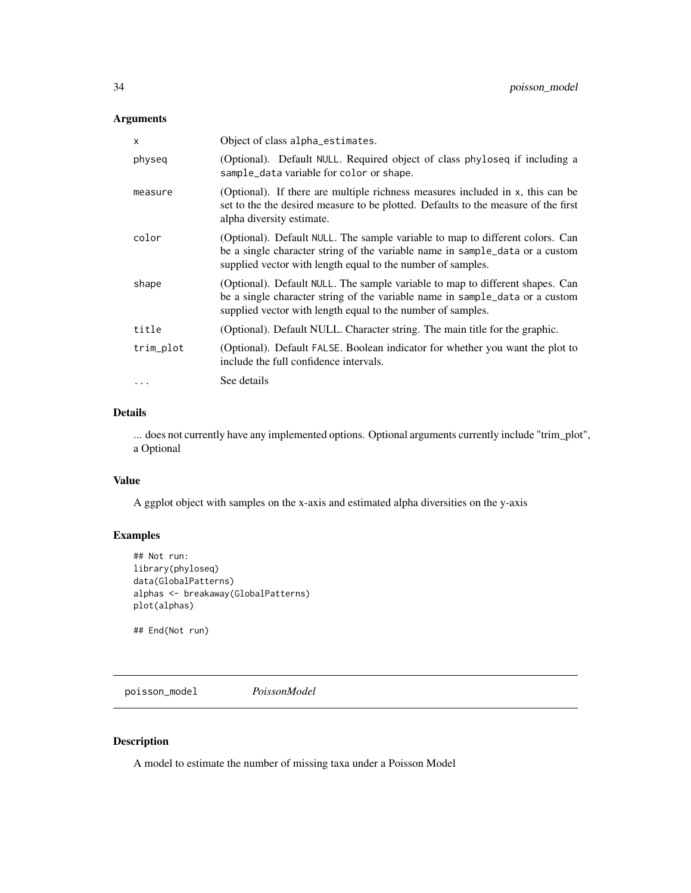## Arguments

| | |
|---|---|
| x | Object of class alpha_estimates. |
| physeq | (Optional). Default NULL. Required object of class phyloseq if including a sample_data variable for color or shape. |
| measure | (Optional). If there are multiple richness measures included in x, this can be set to the the desired measure to be plotted. Defaults to the measure of the first alpha diversity estimate. |
| color | (Optional). Default NULL. The sample variable to map to different colors. Can be a single character string of the variable name in sample_data or a custom supplied vector with length equal to the number of samples. |
| shape | (Optional). Default NULL. The sample variable to map to different shapes. Can be a single character string of the variable name in sample_data or a custom supplied vector with length equal to the number of samples. |
| title | (Optional). Default NULL. Character string. The main title for the graphic. |
| trim_plot | (Optional). Default FALSE. Boolean indicator for whether you want the plot to include the full confidence intervals. |
| ... | See details |

## Details

... does not currently have any implemented options. Optional arguments currently include "trim_plot", a Optional

## Value

A ggplot object with samples on the x-axis and estimated alpha diversities on the y-axis

## Examples

```
## Not run:
library(phyloseq)
data(GlobalPatterns)
alphas <- breakaway(GlobalPatterns)
plot(alphas)

## End(Not run)
```

---

# poisson_model *PoissonModel*

---

## Description

A model to estimate the number of missing taxa under a Poisson Model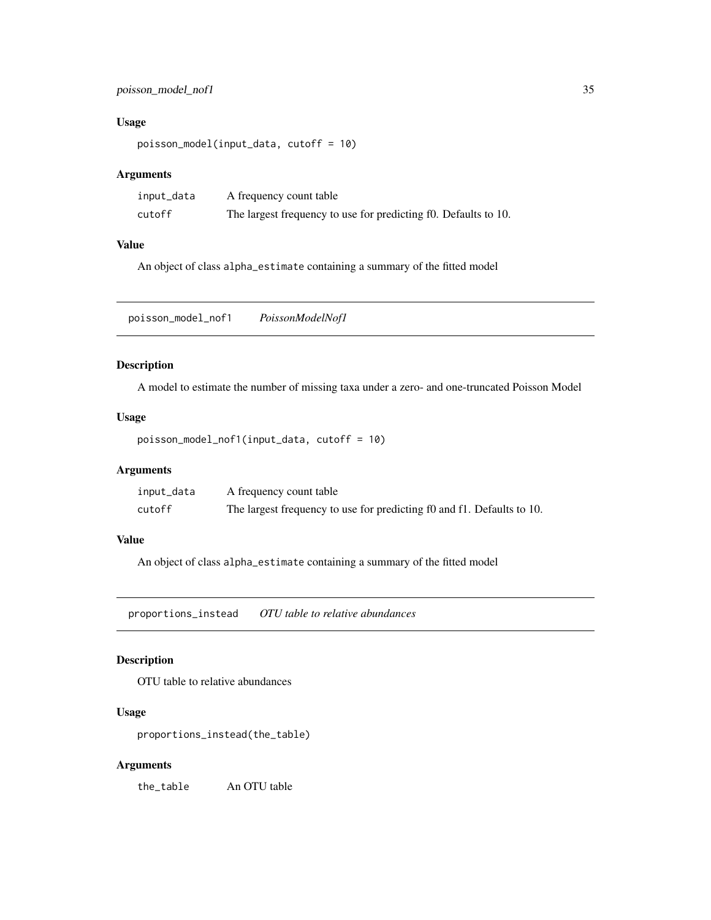### Usage

```
poisson_model(input_data, cutoff = 10)
```

### Arguments

| | |
|---|---|
| input_data | A frequency count table |
| cutoff | The largest frequency to use for predicting f0. Defaults to 10. |

### Value

An object of class alpha_estimate containing a summary of the fitted model

## poisson_model_nof1 *PoissonModelNof1*

### Description

A model to estimate the number of missing taxa under a zero- and one-truncated Poisson Model

### Usage

```
poisson_model_nof1(input_data, cutoff = 10)
```

### Arguments

| | |
|---|---|
| input_data | A frequency count table |
| cutoff | The largest frequency to use for predicting f0 and f1. Defaults to 10. |

### Value

An object of class alpha_estimate containing a summary of the fitted model

## proportions_instead *OTU table to relative abundances*

### Description

OTU table to relative abundances

### Usage

```
proportions_instead(the_table)
```

### Arguments

| | |
|---|---|
| the_table | An OTU table |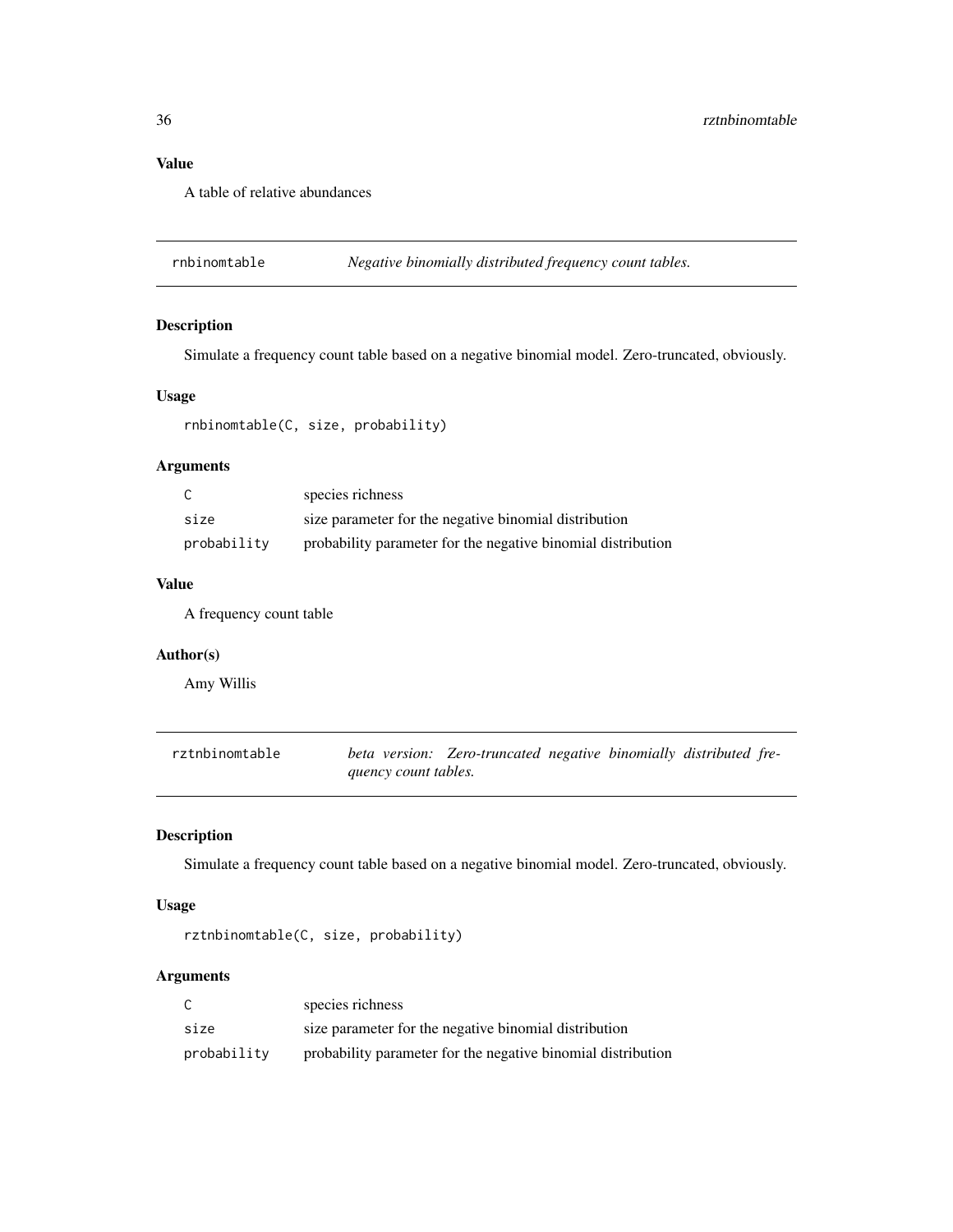### Value

A table of relative abundances

---

## rnbinomtable — *Negative binomially distributed frequency count tables.*

### Description

Simulate a frequency count table based on a negative binomial model. Zero-truncated, obviously.

### Usage

```
rnbinomtable(C, size, probability)
```

### Arguments

| | |
|---|---|
| `C` | species richness |
| `size` | size parameter for the negative binomial distribution |
| `probability` | probability parameter for the negative binomial distribution |

### Value

A frequency count table

### Author(s)

Amy Willis

---

## rztnbinomtable — *beta version: Zero-truncated negative binomially distributed frequency count tables.*

### Description

Simulate a frequency count table based on a negative binomial model. Zero-truncated, obviously.

### Usage

```
rztnbinomtable(C, size, probability)
```

### Arguments

| | |
|---|---|
| `C` | species richness |
| `size` | size parameter for the negative binomial distribution |
| `probability` | probability parameter for the negative binomial distribution |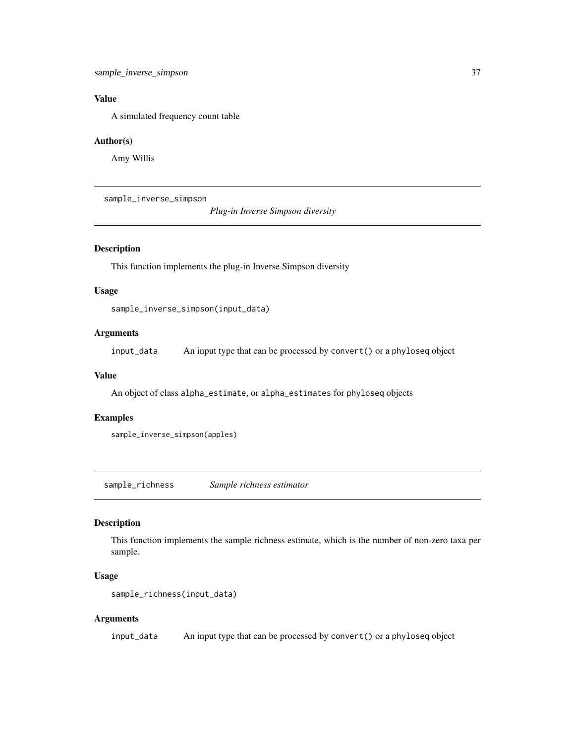### Value

A simulated frequency count table

### Author(s)

Amy Willis

---

## sample_inverse_simpson — *Plug-in Inverse Simpson diversity*

### Description

This function implements the plug-in Inverse Simpson diversity

### Usage

```
sample_inverse_simpson(input_data)
```

### Arguments

| | |
|---|---|
| `input_data` | An input type that can be processed by `convert()` or a `phyloseq` object |

### Value

An object of class `alpha_estimate`, or `alpha_estimates` for `phyloseq` objects

### Examples

```
sample_inverse_simpson(apples)
```

---

## sample_richness — *Sample richness estimator*

### Description

This function implements the sample richness estimate, which is the number of non-zero taxa per sample.

### Usage

```
sample_richness(input_data)
```

### Arguments

| | |
|---|---|
| `input_data` | An input type that can be processed by `convert()` or a `phyloseq` object |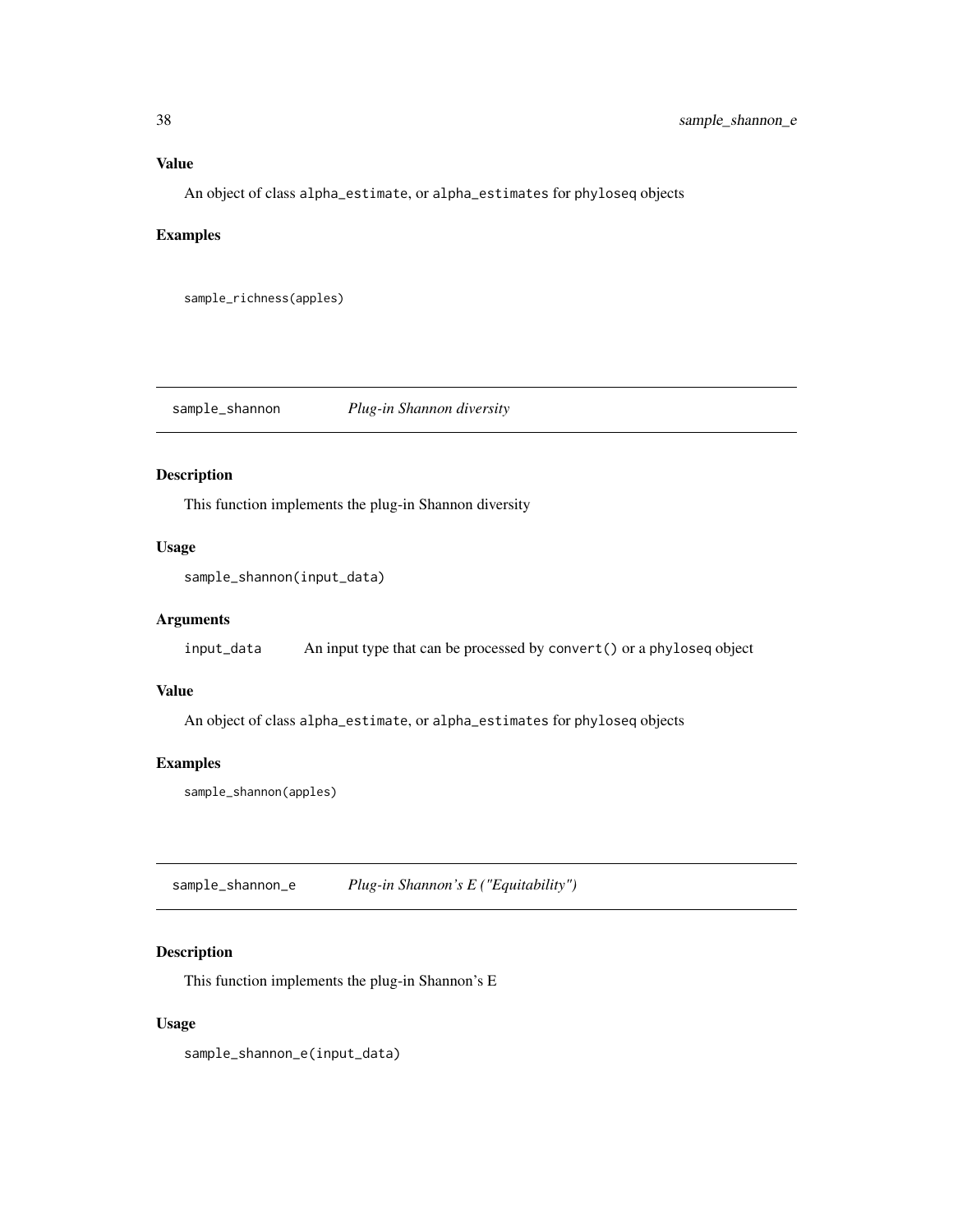## Value

An object of class `alpha_estimate`, or `alpha_estimates` for `phyloseq` objects

## Examples

```
sample_richness(apples)
```

---

# sample_shannon — *Plug-in Shannon diversity*

## Description

This function implements the plug-in Shannon diversity

## Usage

```
sample_shannon(input_data)
```

## Arguments

| | |
|---|---|
| `input_data` | An input type that can be processed by `convert()` or a `phyloseq` object |

## Value

An object of class `alpha_estimate`, or `alpha_estimates` for `phyloseq` objects

## Examples

```
sample_shannon(apples)
```

---

# sample_shannon_e — *Plug-in Shannon's E ("Equitability")*

## Description

This function implements the plug-in Shannon's E

## Usage

```
sample_shannon_e(input_data)
```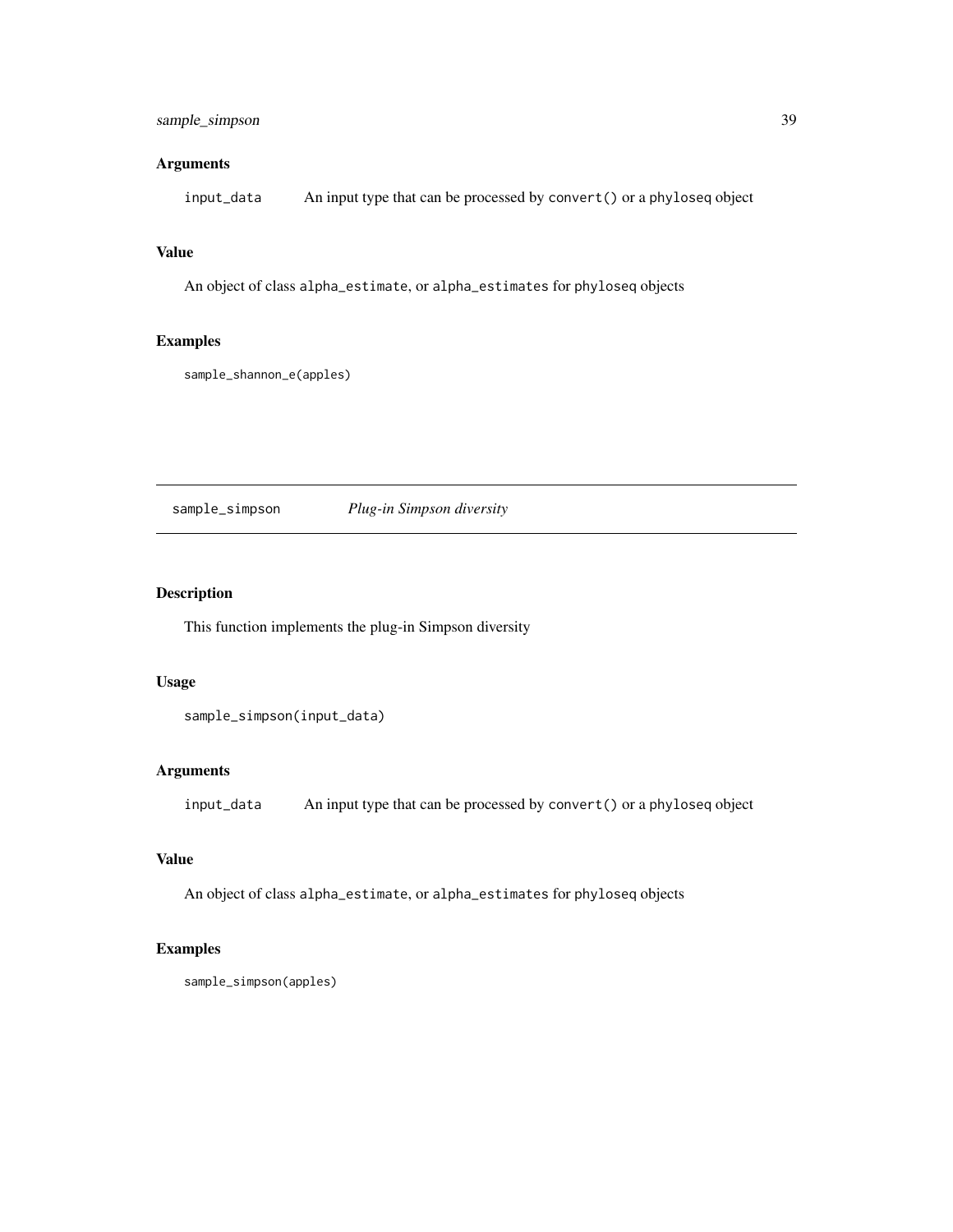### Arguments

input_data An input type that can be processed by `convert()` or a `phyloseq` object

### Value

An object of class `alpha_estimate`, or `alpha_estimates` for `phyloseq` objects

### Examples

```
sample_shannon_e(apples)
```

---

## sample_simpson *Plug-in Simpson diversity*

---

### Description

This function implements the plug-in Simpson diversity

### Usage

```
sample_simpson(input_data)
```

### Arguments

input_data An input type that can be processed by `convert()` or a `phyloseq` object

### Value

An object of class `alpha_estimate`, or `alpha_estimates` for `phyloseq` objects

### Examples

```
sample_simpson(apples)
```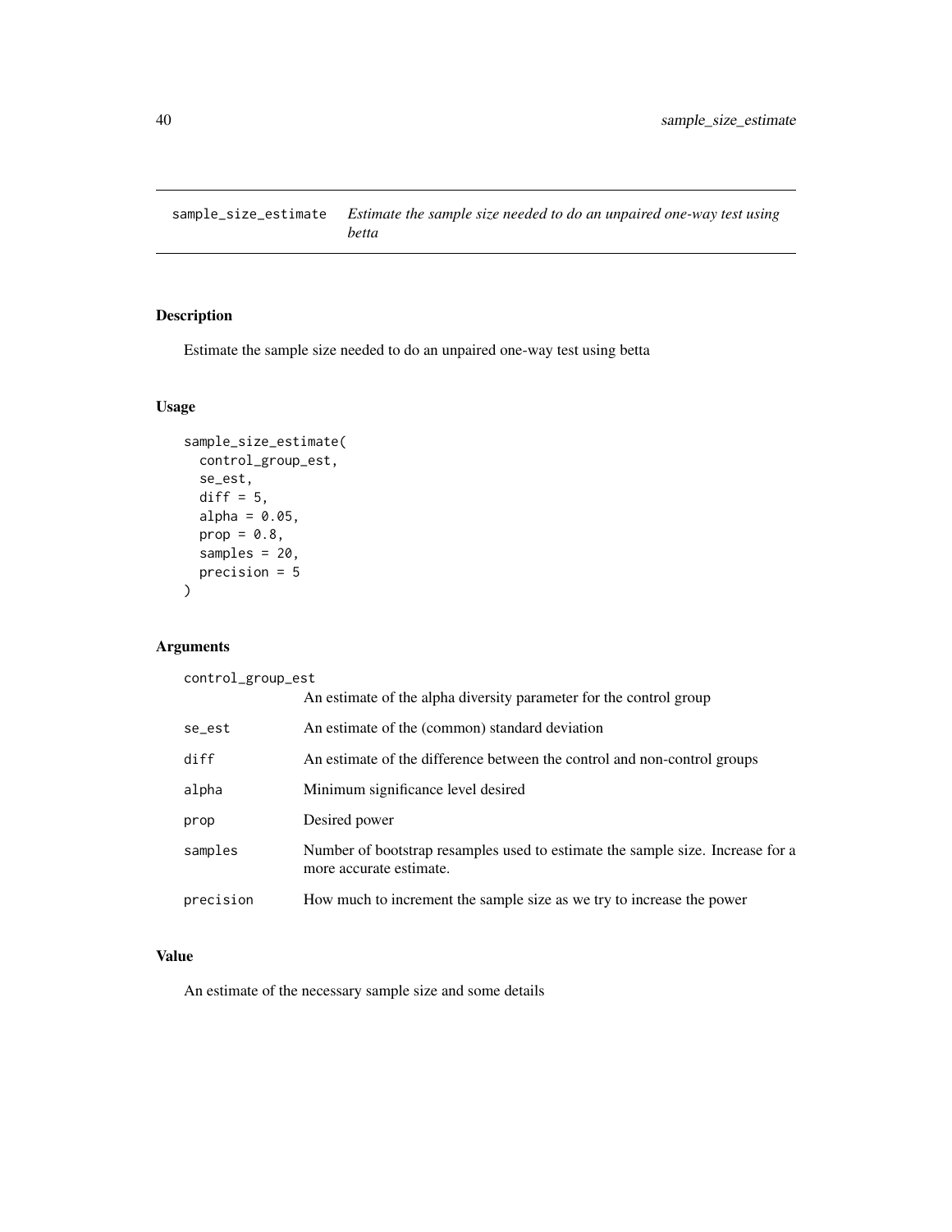# sample_size_estimate — *Estimate the sample size needed to do an unpaired one-way test using betta*

## Description

Estimate the sample size needed to do an unpaired one-way test using betta

## Usage

```
sample_size_estimate(
  control_group_est,
  se_est,
  diff = 5,
  alpha = 0.05,
  prop = 0.8,
  samples = 20,
  precision = 5
)
```

## Arguments

| Argument | Description |
|---|---|
| control_group_est | An estimate of the alpha diversity parameter for the control group |
| se_est | An estimate of the (common) standard deviation |
| diff | An estimate of the difference between the control and non-control groups |
| alpha | Minimum significance level desired |
| prop | Desired power |
| samples | Number of bootstrap resamples used to estimate the sample size. Increase for a more accurate estimate. |
| precision | How much to increment the sample size as we try to increase the power |

## Value

An estimate of the necessary sample size and some details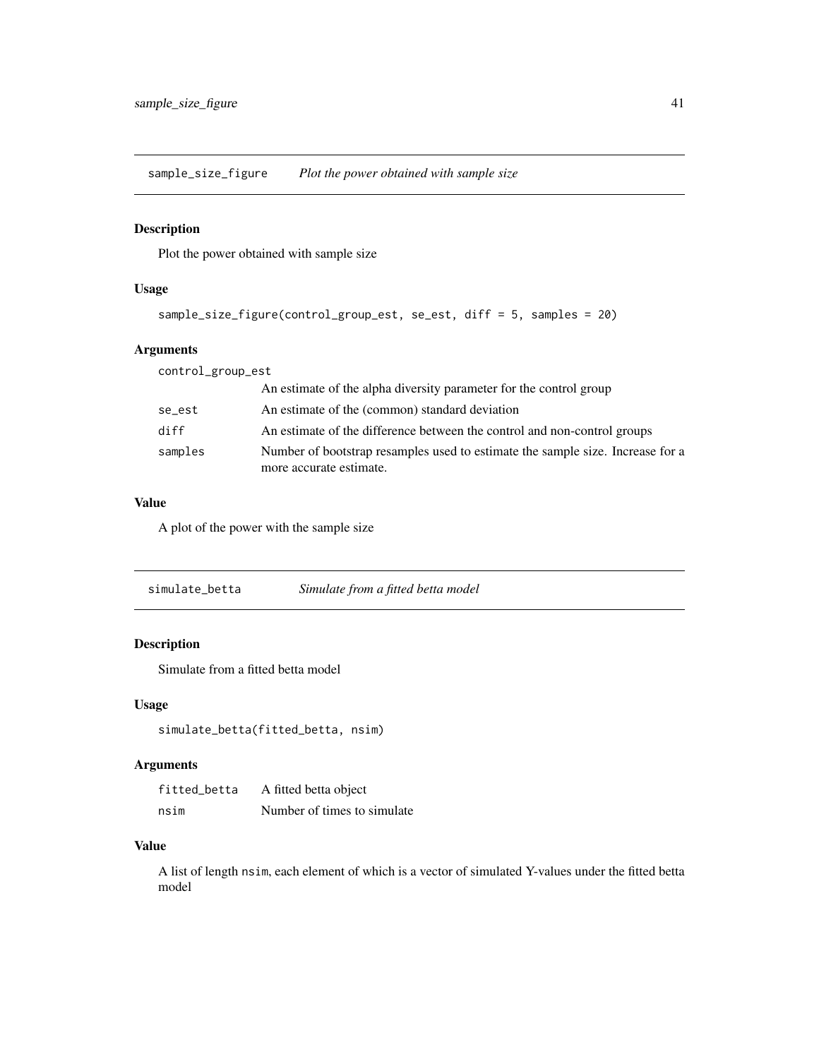## sample_size_figure *Plot the power obtained with sample size*

### Description

Plot the power obtained with sample size

### Usage

```
sample_size_figure(control_group_est, se_est, diff = 5, samples = 20)
```

### Arguments

| | |
|---|---|
| control_group_est | An estimate of the alpha diversity parameter for the control group |
| se_est | An estimate of the (common) standard deviation |
| diff | An estimate of the difference between the control and non-control groups |
| samples | Number of bootstrap resamples used to estimate the sample size. Increase for a more accurate estimate. |

### Value

A plot of the power with the sample size

## simulate_betta *Simulate from a fitted betta model*

### Description

Simulate from a fitted betta model

### Usage

```
simulate_betta(fitted_betta, nsim)
```

### Arguments

| | |
|---|---|
| fitted_betta | A fitted betta object |
| nsim | Number of times to simulate |

### Value

A list of length `nsim`, each element of which is a vector of simulated Y-values under the fitted betta model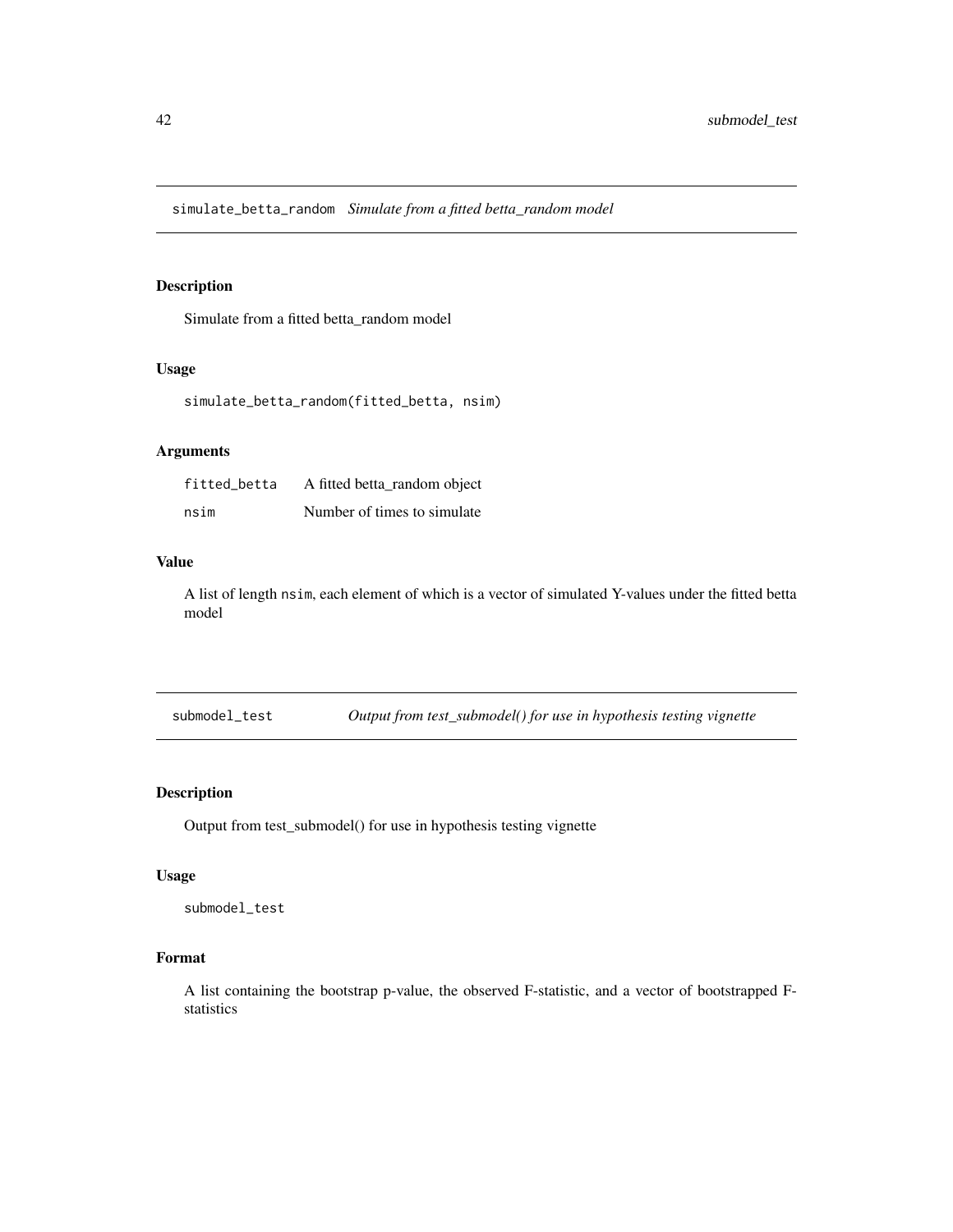## simulate_betta_random *Simulate from a fitted betta_random model*

### Description

Simulate from a fitted betta_random model

### Usage

```
simulate_betta_random(fitted_betta, nsim)
```

### Arguments

| | |
|---|---|
| fitted_betta | A fitted betta_random object |
| nsim | Number of times to simulate |

### Value

A list of length nsim, each element of which is a vector of simulated Y-values under the fitted betta model

## submodel_test *Output from test_submodel() for use in hypothesis testing vignette*

### Description

Output from test_submodel() for use in hypothesis testing vignette

### Usage

```
submodel_test
```

### Format

A list containing the bootstrap p-value, the observed F-statistic, and a vector of bootstrapped F-statistics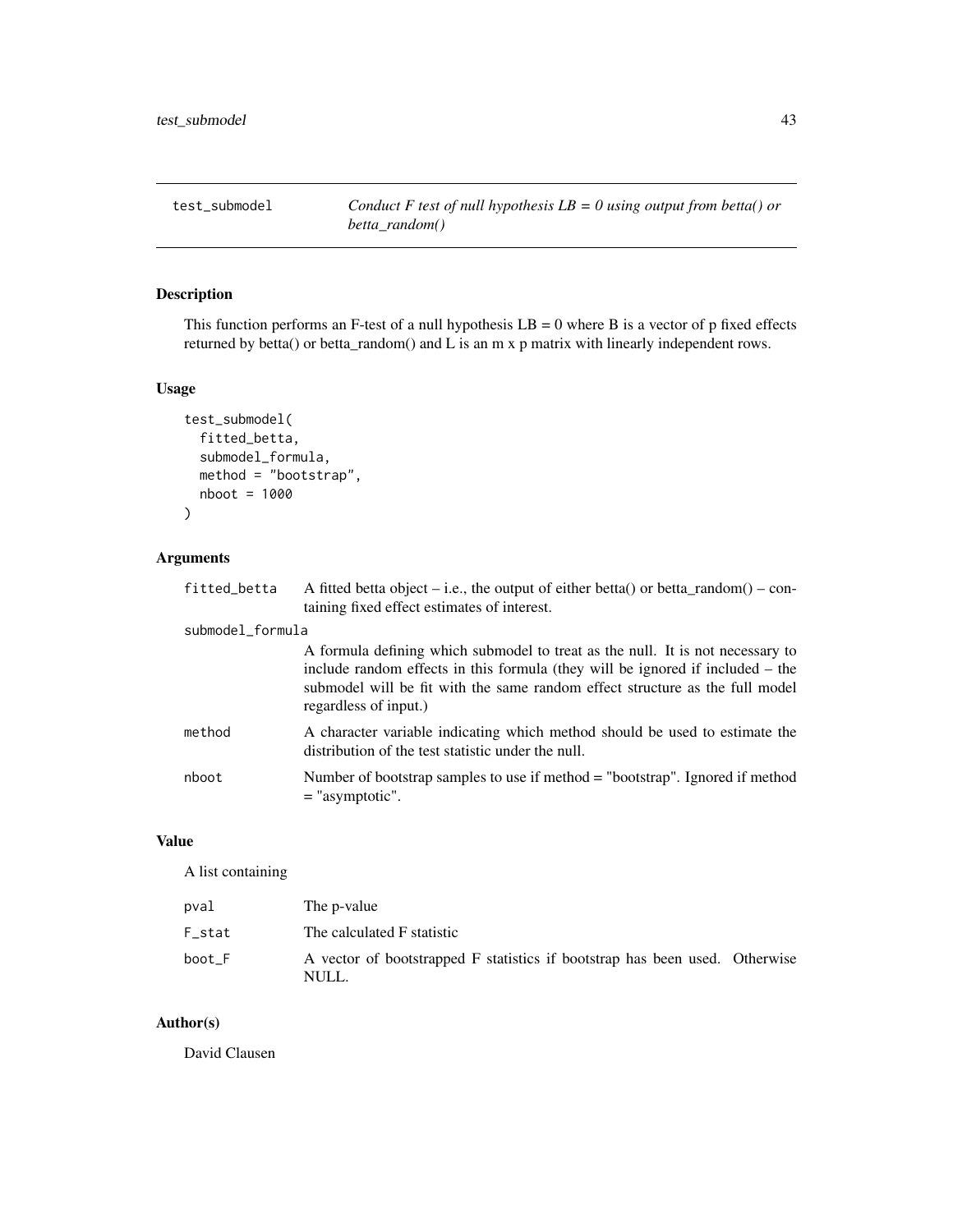## test_submodel

*Conduct F test of null hypothesis LB = 0 using output from betta() or betta_random()*

### Description

This function performs an F-test of a null hypothesis LB = 0 where B is a vector of p fixed effects returned by betta() or betta_random() and L is an m x p matrix with linearly independent rows.

### Usage

```
test_submodel(
  fitted_betta,
  submodel_formula,
  method = "bootstrap",
  nboot = 1000
)
```

### Arguments

| | |
|---|---|
| fitted_betta | A fitted betta object – i.e., the output of either betta() or betta_random() – containing fixed effect estimates of interest. |
| submodel_formula | A formula defining which submodel to treat as the null. It is not necessary to include random effects in this formula (they will be ignored if included – the submodel will be fit with the same random effect structure as the full model regardless of input.) |
| method | A character variable indicating which method should be used to estimate the distribution of the test statistic under the null. |
| nboot | Number of bootstrap samples to use if method = "bootstrap". Ignored if method = "asymptotic". |

### Value

A list containing

| | |
|---|---|
| pval | The p-value |
| F_stat | The calculated F statistic |
| boot_F | A vector of bootstrapped F statistics if bootstrap has been used. Otherwise NULL. |

### Author(s)

David Clausen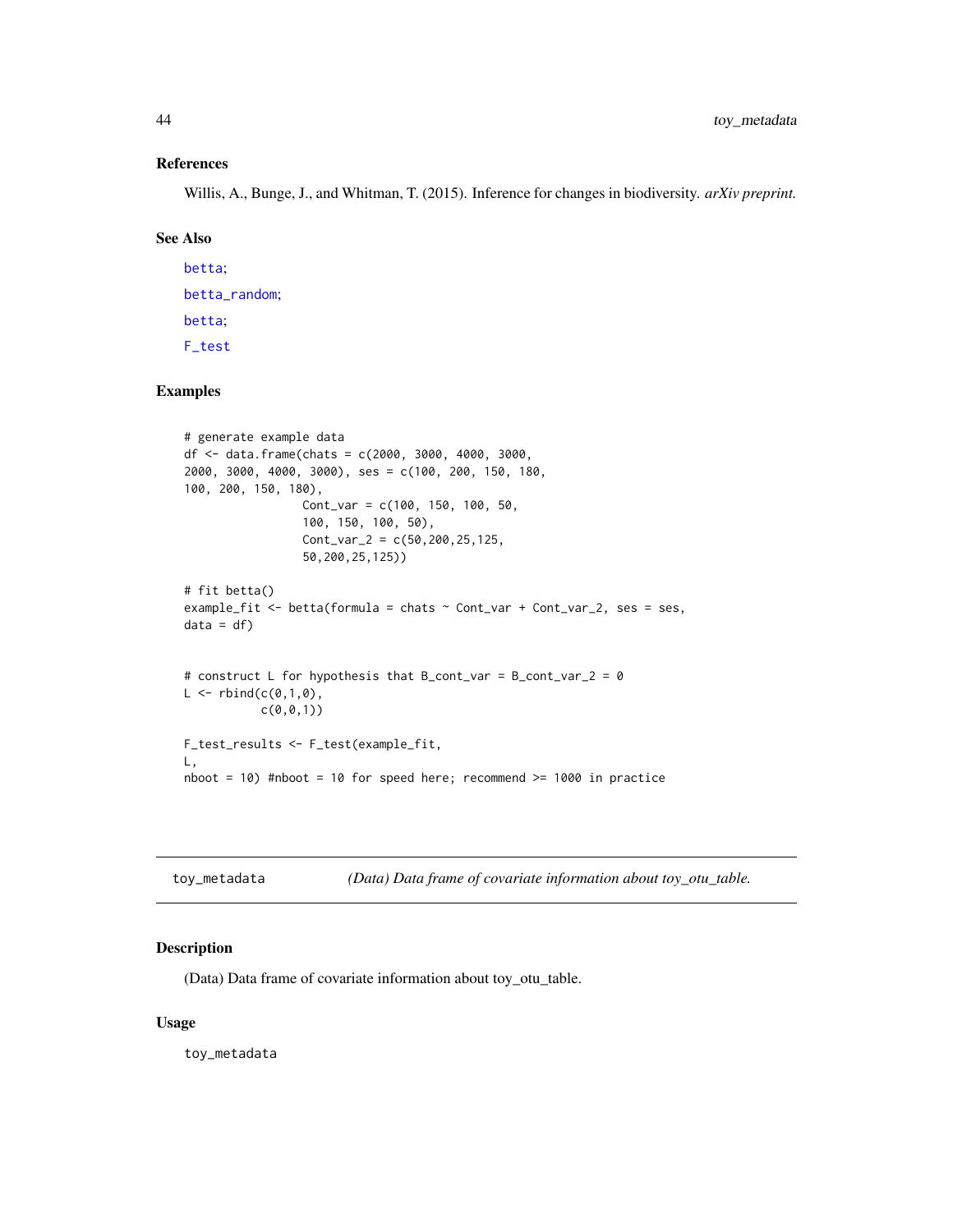### References

Willis, A., Bunge, J., and Whitman, T. (2015). Inference for changes in biodiversity. *arXiv preprint.*

### See Also

betta;

betta_random;

betta;

F_test

### Examples

```
# generate example data
df <- data.frame(chats = c(2000, 3000, 4000, 3000,
2000, 3000, 4000, 3000), ses = c(100, 200, 150, 180,
100, 200, 150, 180),
                 Cont_var = c(100, 150, 100, 50,
                 100, 150, 100, 50),
                 Cont_var_2 = c(50,200,25,125,
                 50,200,25,125))

# fit betta()
example_fit <- betta(formula = chats ~ Cont_var + Cont_var_2, ses = ses,
data = df)


# construct L for hypothesis that B_cont_var = B_cont_var_2 = 0
L <- rbind(c(0,1,0),
           c(0,0,1))

F_test_results <- F_test(example_fit,
L,
nboot = 10) #nboot = 10 for speed here; recommend >= 1000 in practice
```

---

## toy_metadata — *(Data) Data frame of covariate information about toy_otu_table.*

---

### Description

(Data) Data frame of covariate information about toy_otu_table.

### Usage

```
toy_metadata
```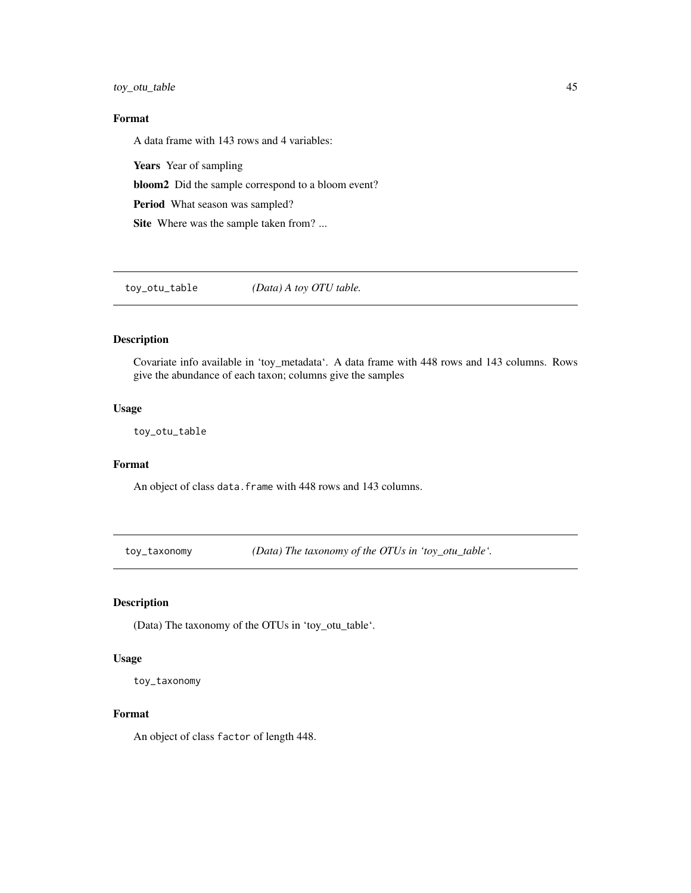### Format

A data frame with 143 rows and 4 variables:

**Years** Year of sampling

**bloom2** Did the sample correspond to a bloom event?

**Period** What season was sampled?

**Site** Where was the sample taken from? ...

---

## toy_otu_table *(Data) A toy OTU table.*

### Description

Covariate info available in 'toy_metadata'. A data frame with 448 rows and 143 columns. Rows give the abundance of each taxon; columns give the samples

### Usage

```
toy_otu_table
```

### Format

An object of class `data.frame` with 448 rows and 143 columns.

---

## toy_taxonomy *(Data) The taxonomy of the OTUs in 'toy_otu_table'.*

### Description

(Data) The taxonomy of the OTUs in 'toy_otu_table'.

### Usage

```
toy_taxonomy
```

### Format

An object of class `factor` of length 448.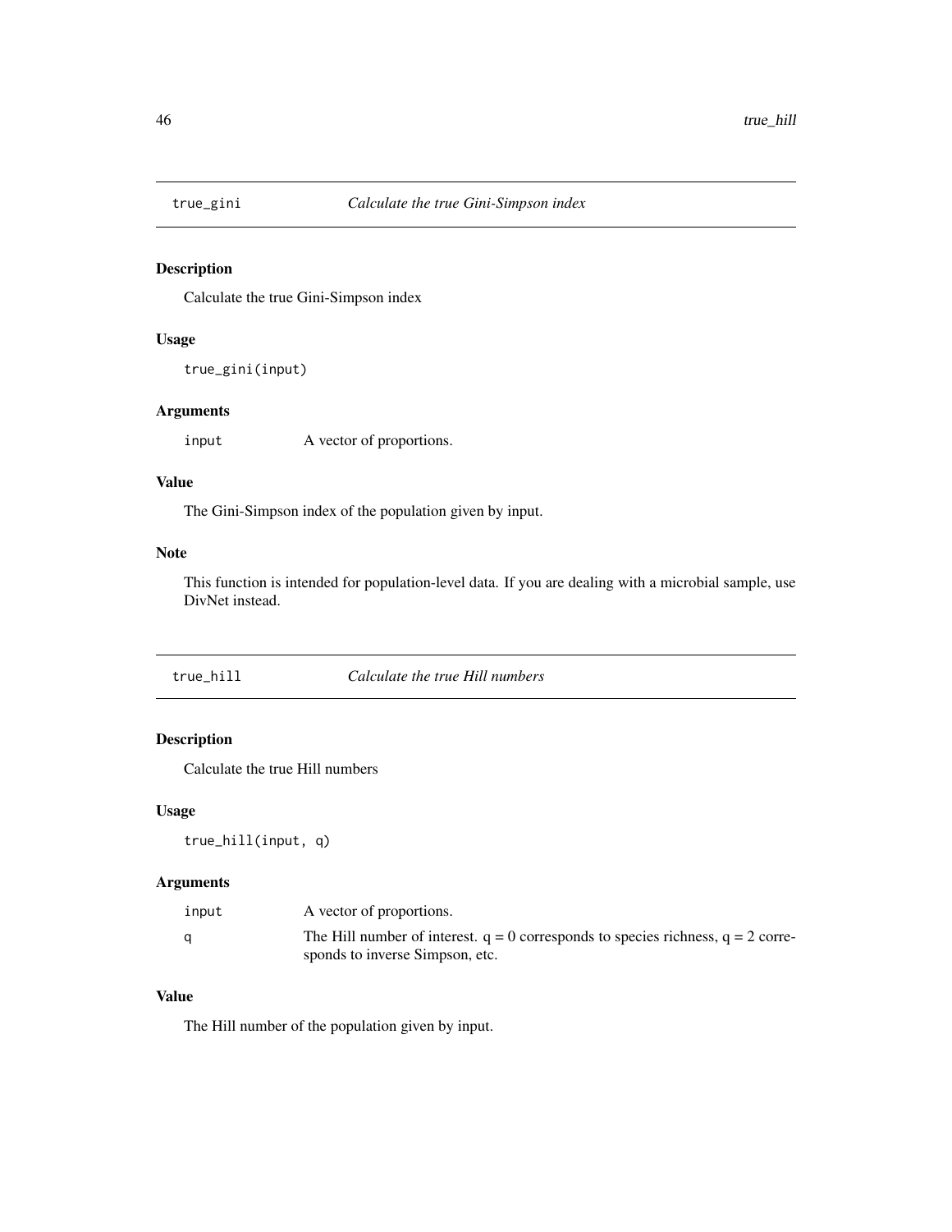## true_gini *Calculate the true Gini-Simpson index*

### Description

Calculate the true Gini-Simpson index

### Usage

```
true_gini(input)
```

### Arguments

| | |
|---|---|
| input | A vector of proportions. |

### Value

The Gini-Simpson index of the population given by input.

### Note

This function is intended for population-level data. If you are dealing with a microbial sample, use DivNet instead.

## true_hill *Calculate the true Hill numbers*

### Description

Calculate the true Hill numbers

### Usage

```
true_hill(input, q)
```

### Arguments

| | |
|---|---|
| input | A vector of proportions. |
| q | The Hill number of interest. $q = 0$ corresponds to species richness, $q = 2$ corresponds to inverse Simpson, etc. |

### Value

The Hill number of the population given by input.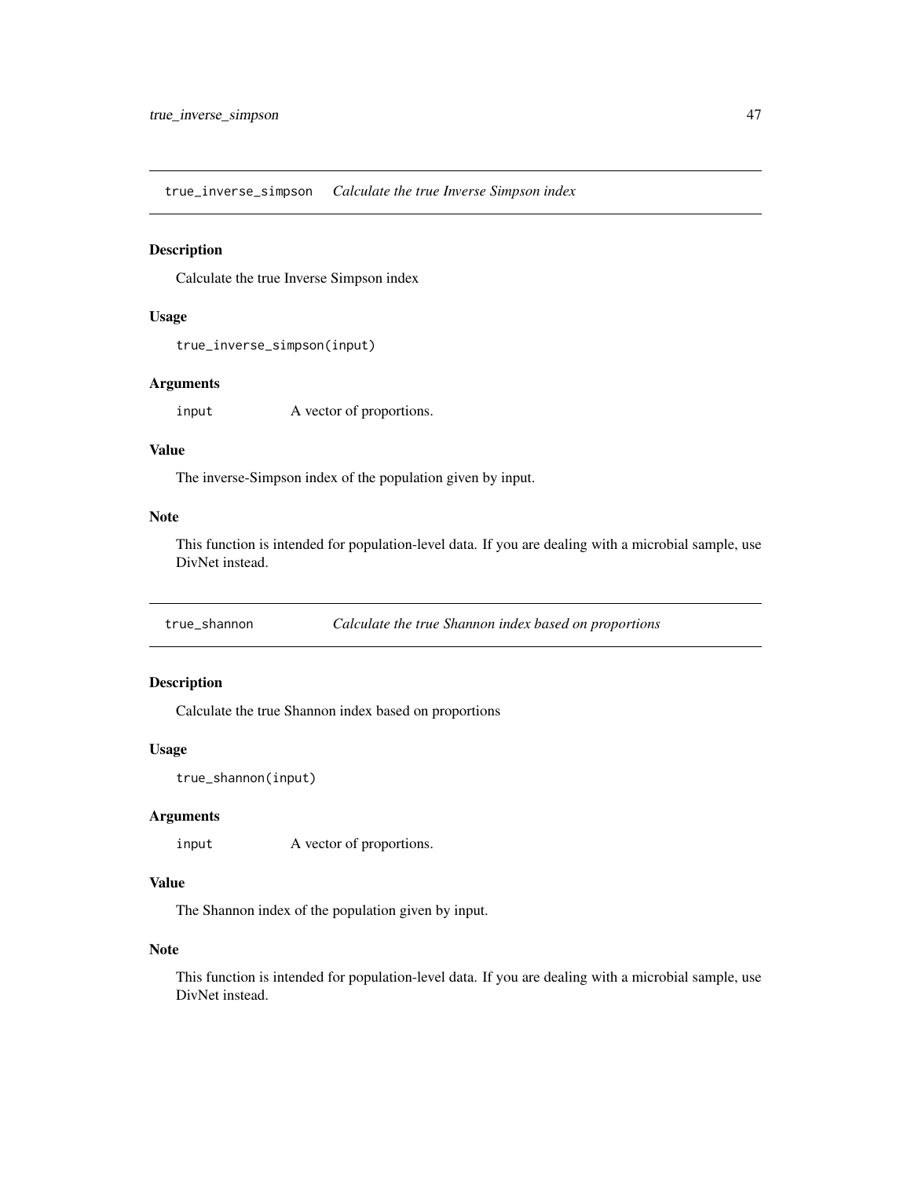## true_inverse_simpson *Calculate the true Inverse Simpson index*

### Description

Calculate the true Inverse Simpson index

### Usage

```
true_inverse_simpson(input)
```

### Arguments

| | |
|---|---|
| input | A vector of proportions. |

### Value

The inverse-Simpson index of the population given by input.

### Note

This function is intended for population-level data. If you are dealing with a microbial sample, use DivNet instead.

## true_shannon *Calculate the true Shannon index based on proportions*

### Description

Calculate the true Shannon index based on proportions

### Usage

```
true_shannon(input)
```

### Arguments

| | |
|---|---|
| input | A vector of proportions. |

### Value

The Shannon index of the population given by input.

### Note

This function is intended for population-level data. If you are dealing with a microbial sample, use DivNet instead.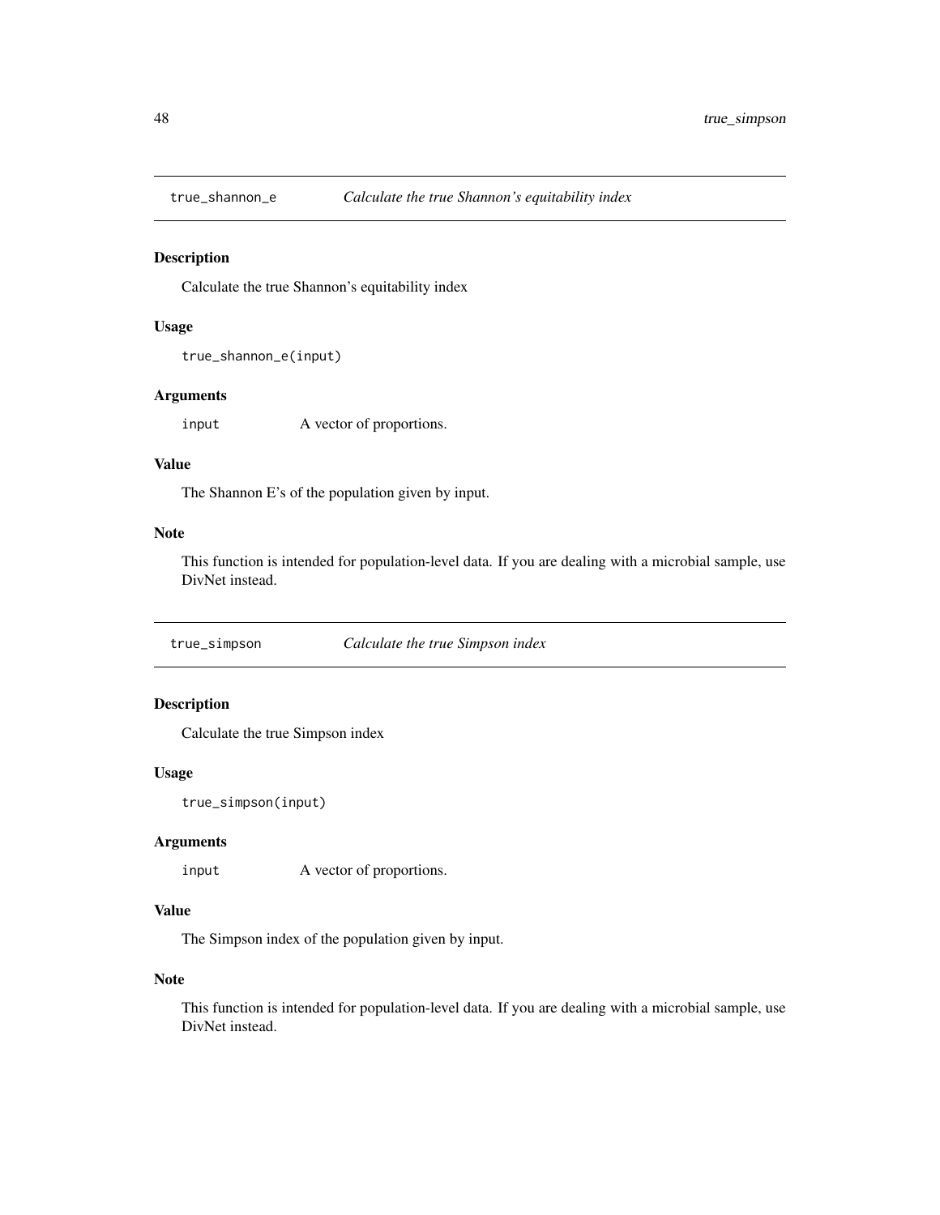## `true_shannon_e` *Calculate the true Shannon's equitability index*

### Description

Calculate the true Shannon's equitability index

### Usage

```
true_shannon_e(input)
```

### Arguments

`input` A vector of proportions.

### Value

The Shannon E's of the population given by input.

### Note

This function is intended for population-level data. If you are dealing with a microbial sample, use DivNet instead.

## `true_simpson` *Calculate the true Simpson index*

### Description

Calculate the true Simpson index

### Usage

```
true_simpson(input)
```

### Arguments

`input` A vector of proportions.

### Value

The Simpson index of the population given by input.

### Note

This function is intended for population-level data. If you are dealing with a microbial sample, use DivNet instead.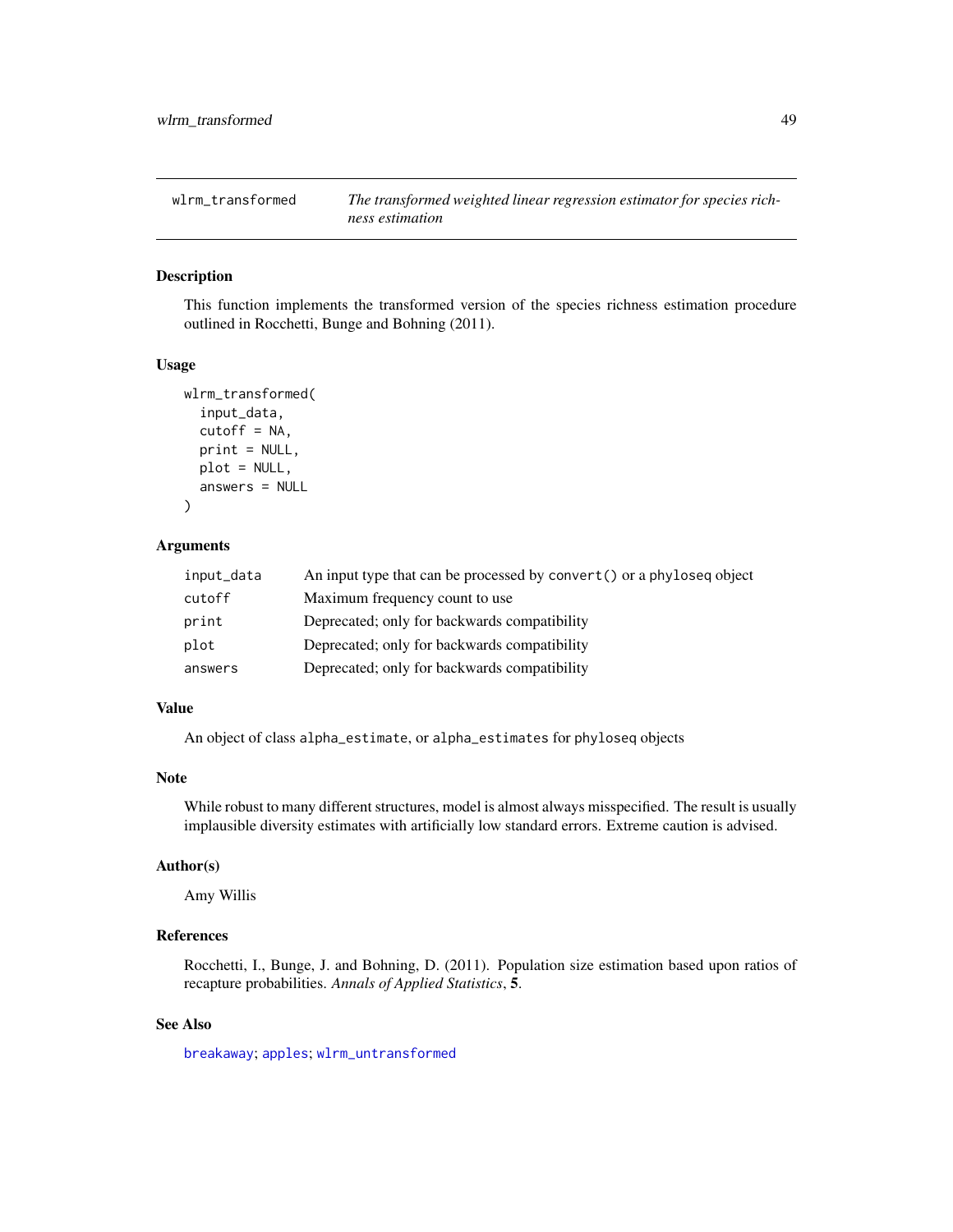## wlrm_transformed — *The transformed weighted linear regression estimator for species richness estimation*

### Description

This function implements the transformed version of the species richness estimation procedure outlined in Rocchetti, Bunge and Bohning (2011).

### Usage

```
wlrm_transformed(
  input_data,
  cutoff = NA,
  print = NULL,
  plot = NULL,
  answers = NULL
)
```

### Arguments

| | |
|---|---|
| input_data | An input type that can be processed by `convert()` or a `phyloseq` object |
| cutoff | Maximum frequency count to use |
| print | Deprecated; only for backwards compatibility |
| plot | Deprecated; only for backwards compatibility |
| answers | Deprecated; only for backwards compatibility |

### Value

An object of class `alpha_estimate`, or `alpha_estimates` for `phyloseq` objects

### Note

While robust to many different structures, model is almost always misspecified. The result is usually implausible diversity estimates with artificially low standard errors. Extreme caution is advised.

### Author(s)

Amy Willis

### References

Rocchetti, I., Bunge, J. and Bohning, D. (2011). Population size estimation based upon ratios of recapture probabilities. *Annals of Applied Statistics*, **5**.

### See Also

breakaway; apples; wlrm_untransformed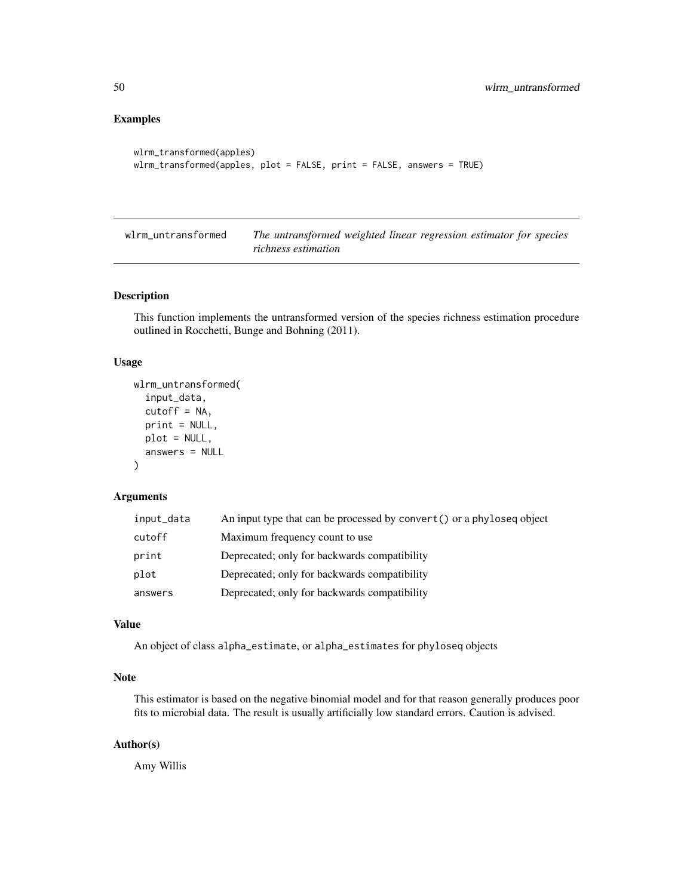## Examples

```
wlrm_transformed(apples)
wlrm_transformed(apples, plot = FALSE, print = FALSE, answers = TRUE)
```

---

## wlrm_untransformed — *The untransformed weighted linear regression estimator for species richness estimation*

---

### Description

This function implements the untransformed version of the species richness estimation procedure outlined in Rocchetti, Bunge and Bohning (2011).

### Usage

```
wlrm_untransformed(
  input_data,
  cutoff = NA,
  print = NULL,
  plot = NULL,
  answers = NULL
)
```

### Arguments

| | |
|---|---|
| `input_data` | An input type that can be processed by `convert()` or a `phyloseq` object |
| `cutoff` | Maximum frequency count to use |
| `print` | Deprecated; only for backwards compatibility |
| `plot` | Deprecated; only for backwards compatibility |
| `answers` | Deprecated; only for backwards compatibility |

### Value

An object of class `alpha_estimate`, or `alpha_estimates` for `phyloseq` objects

### Note

This estimator is based on the negative binomial model and for that reason generally produces poor fits to microbial data. The result is usually artificially low standard errors. Caution is advised.

### Author(s)

Amy Willis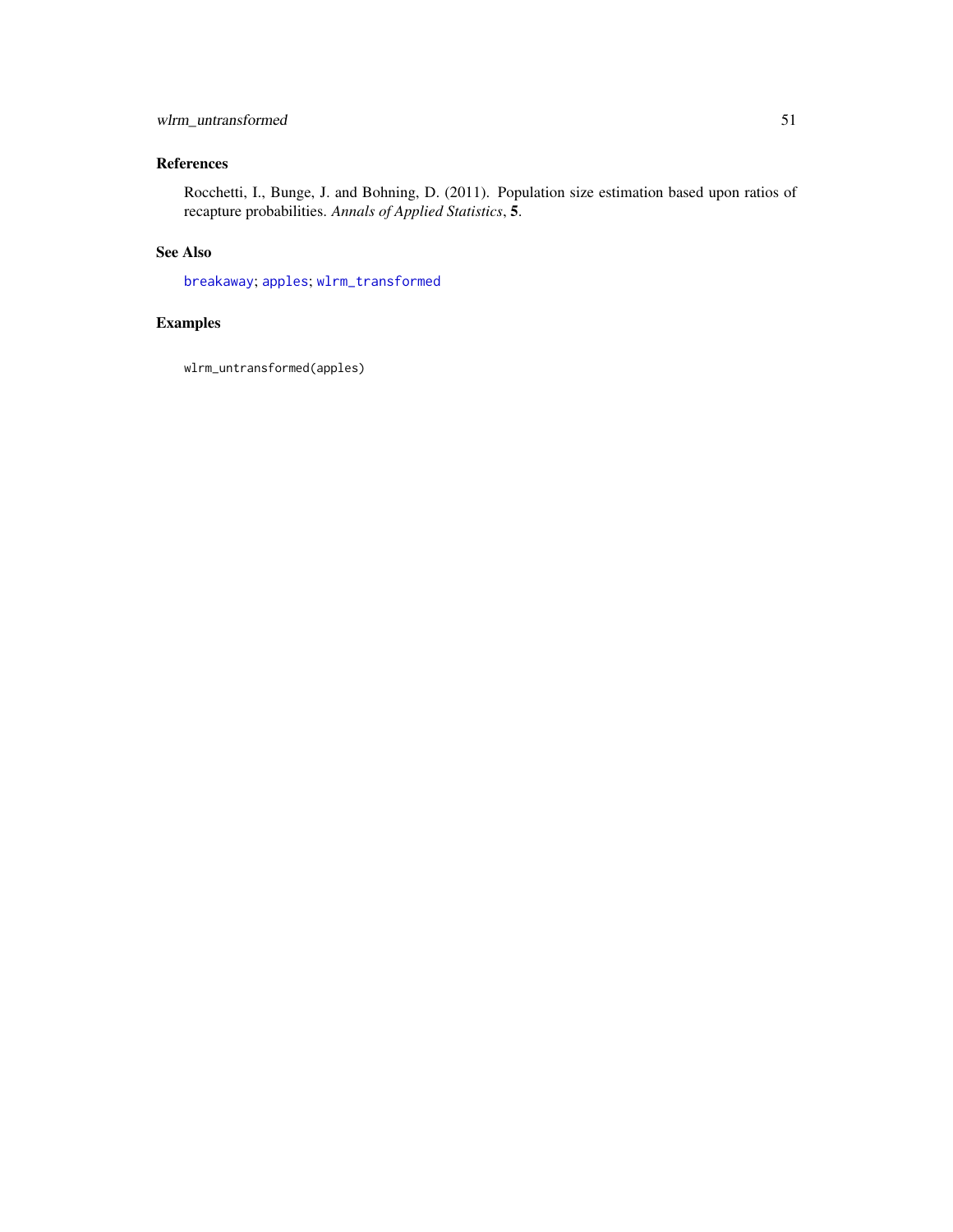## References

Rocchetti, I., Bunge, J. and Bohning, D. (2011). Population size estimation based upon ratios of recapture probabilities. *Annals of Applied Statistics*, **5**.

## See Also

`breakaway`; `apples`; `wlrm_transformed`

## Examples

```
wlrm_untransformed(apples)
```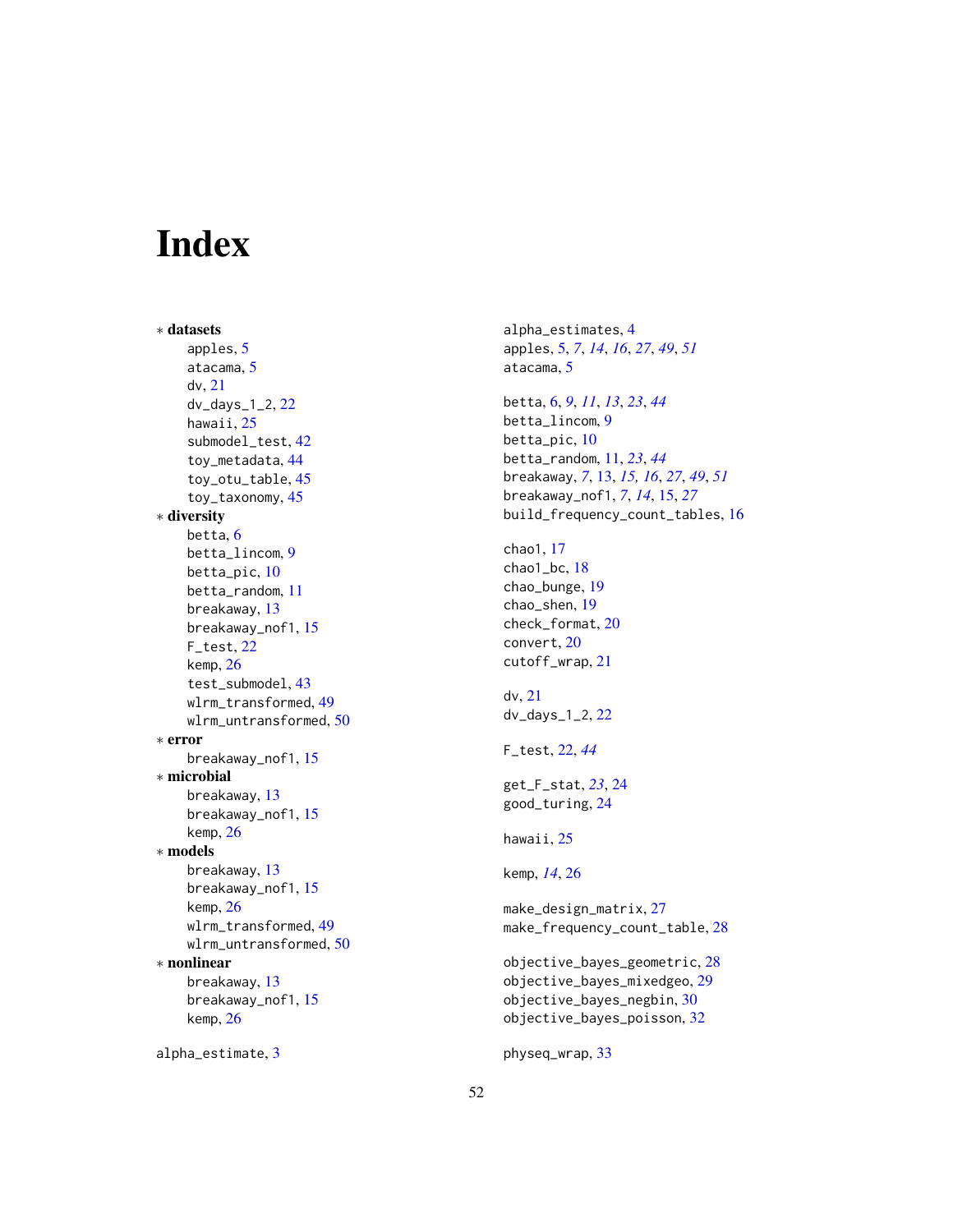# Index

∗ **datasets**
- apples, 5
- atacama, 5
- dv, 21
- dv_days_1_2, 22
- hawaii, 25
- submodel_test, 42
- toy_metadata, 44
- toy_otu_table, 45
- toy_taxonomy, 45

∗ **diversity**
- betta, 6
- betta_lincom, 9
- betta_pic, 10
- betta_random, 11
- breakaway, 13
- breakaway_nof1, 15
- F_test, 22
- kemp, 26
- test_submodel, 43
- wlrm_transformed, 49
- wlrm_untransformed, 50

∗ **error**
- breakaway_nof1, 15

∗ **microbial**
- breakaway, 13
- breakaway_nof1, 15
- kemp, 26

∗ **models**
- breakaway, 13
- breakaway_nof1, 15
- kemp, 26
- wlrm_transformed, 49
- wlrm_untransformed, 50

∗ **nonlinear**
- breakaway, 13
- breakaway_nof1, 15
- kemp, 26

alpha_estimate, 3
alpha_estimates, 4
apples, 5, *7*, *14*, *16*, *27*, *49*, *51*
atacama, 5

betta, 6, *9*, *11*, *13*, *23*, *44*
betta_lincom, 9
betta_pic, 10
betta_random, 11, *23*, *44*
breakaway, *7*, 13, *15, 16*, *27*, *49*, *51*
breakaway_nof1, *7*, *14*, 15, *27*
build_frequency_count_tables, 16

chao1, 17
chao1_bc, 18
chao_bunge, 19
chao_shen, 19
check_format, 20
convert, 20
cutoff_wrap, 21

dv, 21
dv_days_1_2, 22

F_test, 22, *44*

get_F_stat, *23*, 24
good_turing, 24

hawaii, 25

kemp, *14*, 26

make_design_matrix, 27
make_frequency_count_table, 28

objective_bayes_geometric, 28
objective_bayes_mixedgeo, 29
objective_bayes_negbin, 30
objective_bayes_poisson, 32

physeq_wrap, 33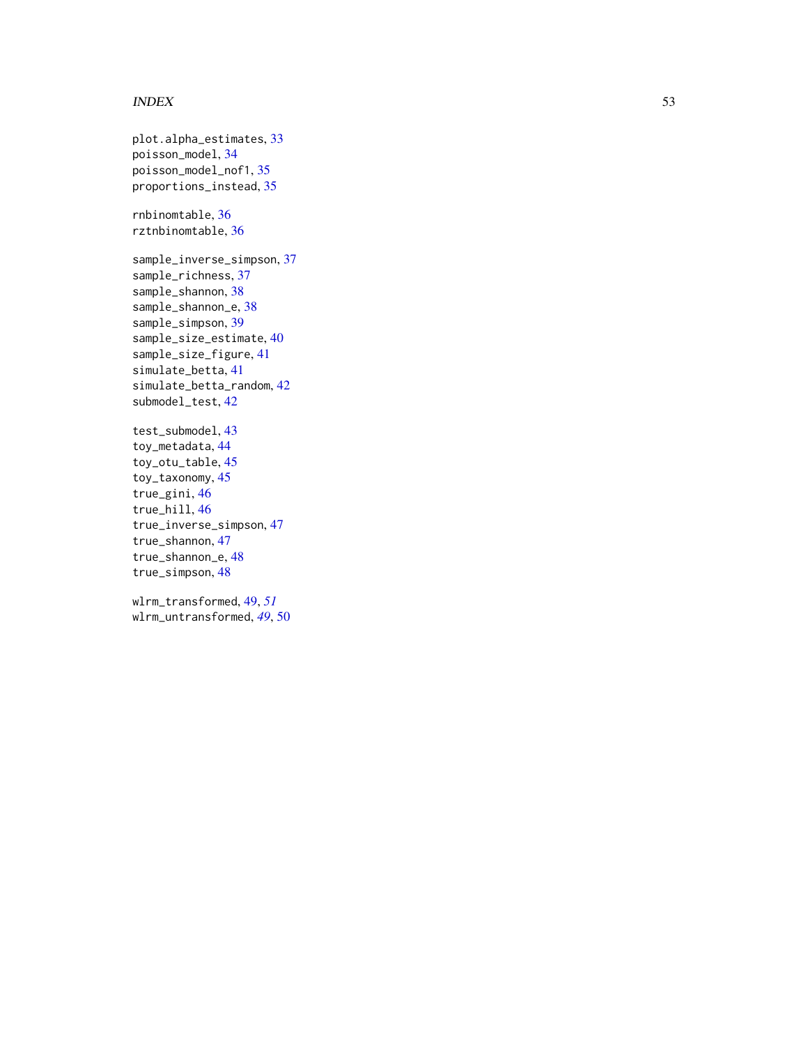plot.alpha_estimates, 33
poisson_model, 34
poisson_model_nof1, 35
proportions_instead, 35

rnbinomtable, 36
rztnbinomtable, 36

sample_inverse_simpson, 37
sample_richness, 37
sample_shannon, 38
sample_shannon_e, 38
sample_simpson, 39
sample_size_estimate, 40
sample_size_figure, 41
simulate_betta, 41
simulate_betta_random, 42
submodel_test, 42

test_submodel, 43
toy_metadata, 44
toy_otu_table, 45
toy_taxonomy, 45
true_gini, 46
true_hill, 46
true_inverse_simpson, 47
true_shannon, 47
true_shannon_e, 48
true_simpson, 48

wlrm_transformed, 49, *51*
wlrm_untransformed, *49*, 50